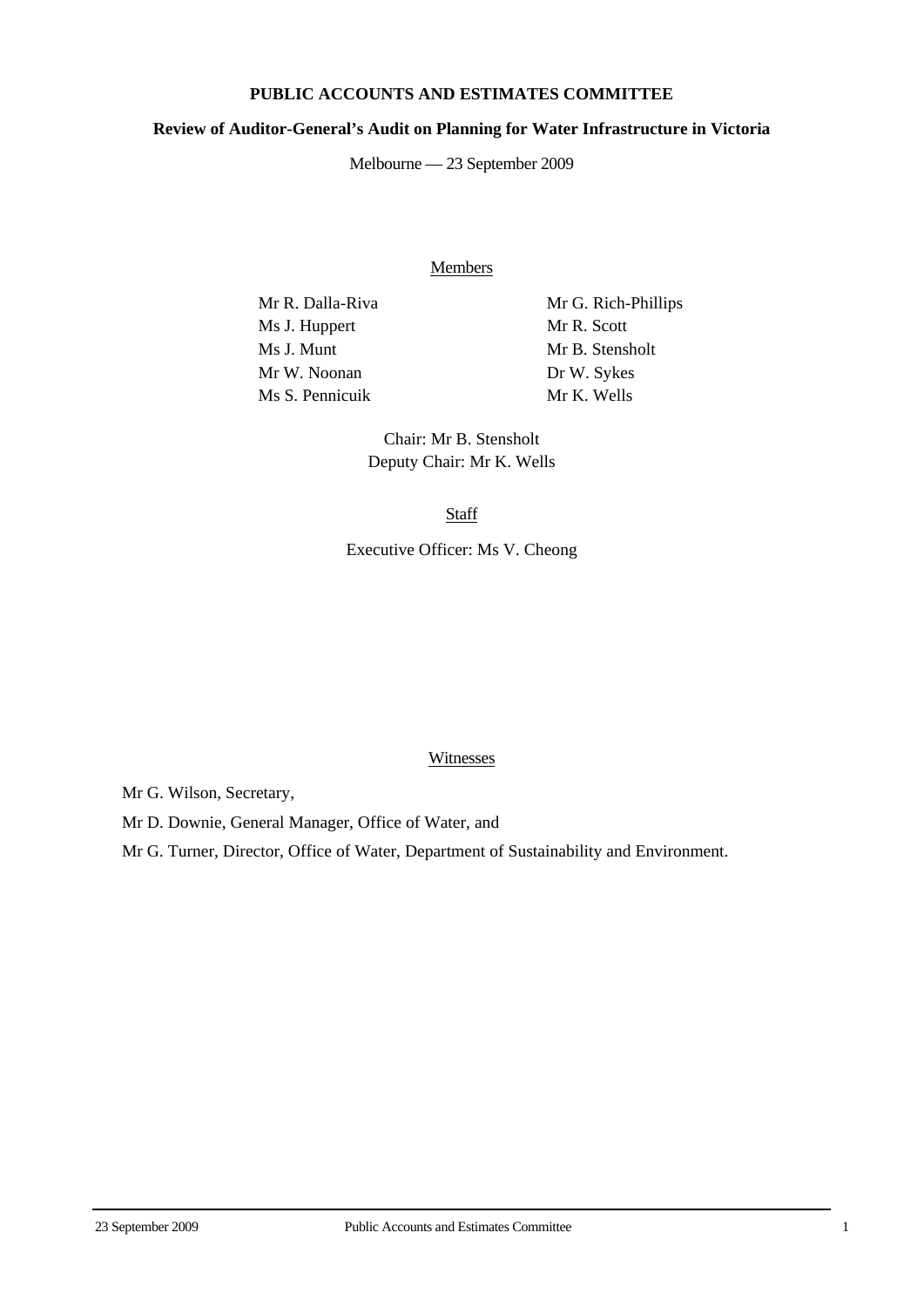# PUBLIC ACCOUNTS AND ESTIMATES COMMITTEE

## Review of Auditor-General's Audit on Planning for Water Infrastructure in Victoria

Melbourne — 23 September 2009

### Members

Mr R. Dalla-Riva
Ms J. Huppert
Ms J. Munt
Mr W. Noonan
Ms S. Pennicuik
Mr G. Rich-Phillips
Mr R. Scott
Mr B. Stensholt
Dr W. Sykes
Mr K. Wells

Chair: Mr B. Stensholt
Deputy Chair: Mr K. Wells

### Staff

Executive Officer: Ms V. Cheong

### Witnesses

Mr G. Wilson, Secretary,

Mr D. Downie, General Manager, Office of Water, and

Mr G. Turner, Director, Office of Water, Department of Sustainability and Environment.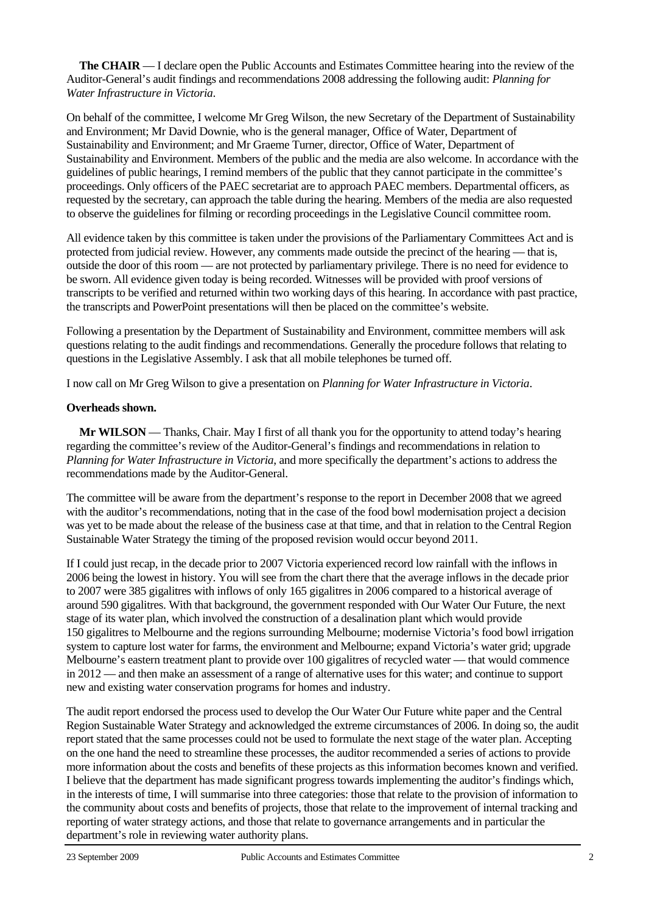**The CHAIR** — I declare open the Public Accounts and Estimates Committee hearing into the review of the Auditor-General's audit findings and recommendations 2008 addressing the following audit: *Planning for Water Infrastructure in Victoria*.

On behalf of the committee, I welcome Mr Greg Wilson, the new Secretary of the Department of Sustainability and Environment; Mr David Downie, who is the general manager, Office of Water, Department of Sustainability and Environment; and Mr Graeme Turner, director, Office of Water, Department of Sustainability and Environment. Members of the public and the media are also welcome. In accordance with the guidelines of public hearings, I remind members of the public that they cannot participate in the committee's proceedings. Only officers of the PAEC secretariat are to approach PAEC members. Departmental officers, as requested by the secretary, can approach the table during the hearing. Members of the media are also requested to observe the guidelines for filming or recording proceedings in the Legislative Council committee room.

All evidence taken by this committee is taken under the provisions of the Parliamentary Committees Act and is protected from judicial review. However, any comments made outside the precinct of the hearing — that is, outside the door of this room — are not protected by parliamentary privilege. There is no need for evidence to be sworn. All evidence given today is being recorded. Witnesses will be provided with proof versions of transcripts to be verified and returned within two working days of this hearing. In accordance with past practice, the transcripts and PowerPoint presentations will then be placed on the committee's website.

Following a presentation by the Department of Sustainability and Environment, committee members will ask questions relating to the audit findings and recommendations. Generally the procedure follows that relating to questions in the Legislative Assembly. I ask that all mobile telephones be turned off.

I now call on Mr Greg Wilson to give a presentation on *Planning for Water Infrastructure in Victoria*.

**Overheads shown.**

**Mr WILSON** — Thanks, Chair. May I first of all thank you for the opportunity to attend today's hearing regarding the committee's review of the Auditor-General's findings and recommendations in relation to *Planning for Water Infrastructure in Victoria*, and more specifically the department's actions to address the recommendations made by the Auditor-General.

The committee will be aware from the department's response to the report in December 2008 that we agreed with the auditor's recommendations, noting that in the case of the food bowl modernisation project a decision was yet to be made about the release of the business case at that time, and that in relation to the Central Region Sustainable Water Strategy the timing of the proposed revision would occur beyond 2011.

If I could just recap, in the decade prior to 2007 Victoria experienced record low rainfall with the inflows in 2006 being the lowest in history. You will see from the chart there that the average inflows in the decade prior to 2007 were 385 gigalitres with inflows of only 165 gigalitres in 2006 compared to a historical average of around 590 gigalitres. With that background, the government responded with Our Water Our Future, the next stage of its water plan, which involved the construction of a desalination plant which would provide 150 gigalitres to Melbourne and the regions surrounding Melbourne; modernise Victoria's food bowl irrigation system to capture lost water for farms, the environment and Melbourne; expand Victoria's water grid; upgrade Melbourne's eastern treatment plant to provide over 100 gigalitres of recycled water — that would commence in 2012 — and then make an assessment of a range of alternative uses for this water; and continue to support new and existing water conservation programs for homes and industry.

The audit report endorsed the process used to develop the Our Water Our Future white paper and the Central Region Sustainable Water Strategy and acknowledged the extreme circumstances of 2006. In doing so, the audit report stated that the same processes could not be used to formulate the next stage of the water plan. Accepting on the one hand the need to streamline these processes, the auditor recommended a series of actions to provide more information about the costs and benefits of these projects as this information becomes known and verified. I believe that the department has made significant progress towards implementing the auditor's findings which, in the interests of time, I will summarise into three categories: those that relate to the provision of information to the community about costs and benefits of projects, those that relate to the improvement of internal tracking and reporting of water strategy actions, and those that relate to governance arrangements and in particular the department's role in reviewing water authority plans.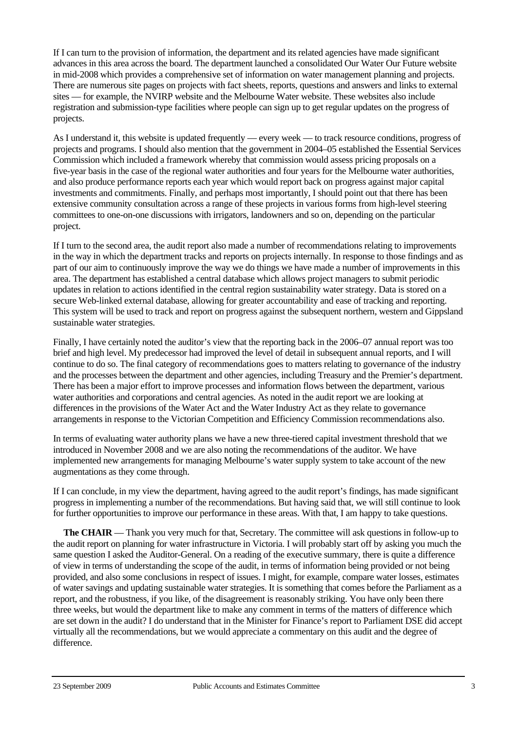If I can turn to the provision of information, the department and its related agencies have made significant advances in this area across the board. The department launched a consolidated Our Water Our Future website in mid-2008 which provides a comprehensive set of information on water management planning and projects. There are numerous site pages on projects with fact sheets, reports, questions and answers and links to external sites — for example, the NVIRP website and the Melbourne Water website. These websites also include registration and submission-type facilities where people can sign up to get regular updates on the progress of projects.

As I understand it, this website is updated frequently — every week — to track resource conditions, progress of projects and programs. I should also mention that the government in 2004–05 established the Essential Services Commission which included a framework whereby that commission would assess pricing proposals on a five-year basis in the case of the regional water authorities and four years for the Melbourne water authorities, and also produce performance reports each year which would report back on progress against major capital investments and commitments. Finally, and perhaps most importantly, I should point out that there has been extensive community consultation across a range of these projects in various forms from high-level steering committees to one-on-one discussions with irrigators, landowners and so on, depending on the particular project.

If I turn to the second area, the audit report also made a number of recommendations relating to improvements in the way in which the department tracks and reports on projects internally. In response to those findings and as part of our aim to continuously improve the way we do things we have made a number of improvements in this area. The department has established a central database which allows project managers to submit periodic updates in relation to actions identified in the central region sustainability water strategy. Data is stored on a secure Web-linked external database, allowing for greater accountability and ease of tracking and reporting. This system will be used to track and report on progress against the subsequent northern, western and Gippsland sustainable water strategies.

Finally, I have certainly noted the auditor's view that the reporting back in the 2006–07 annual report was too brief and high level. My predecessor had improved the level of detail in subsequent annual reports, and I will continue to do so. The final category of recommendations goes to matters relating to governance of the industry and the processes between the department and other agencies, including Treasury and the Premier's department. There has been a major effort to improve processes and information flows between the department, various water authorities and corporations and central agencies. As noted in the audit report we are looking at differences in the provisions of the Water Act and the Water Industry Act as they relate to governance arrangements in response to the Victorian Competition and Efficiency Commission recommendations also.

In terms of evaluating water authority plans we have a new three-tiered capital investment threshold that we introduced in November 2008 and we are also noting the recommendations of the auditor. We have implemented new arrangements for managing Melbourne's water supply system to take account of the new augmentations as they come through.

If I can conclude, in my view the department, having agreed to the audit report's findings, has made significant progress in implementing a number of the recommendations. But having said that, we will still continue to look for further opportunities to improve our performance in these areas. With that, I am happy to take questions.

**The CHAIR** — Thank you very much for that, Secretary. The committee will ask questions in follow-up to the audit report on planning for water infrastructure in Victoria. I will probably start off by asking you much the same question I asked the Auditor-General. On a reading of the executive summary, there is quite a difference of view in terms of understanding the scope of the audit, in terms of information being provided or not being provided, and also some conclusions in respect of issues. I might, for example, compare water losses, estimates of water savings and updating sustainable water strategies. It is something that comes before the Parliament as a report, and the robustness, if you like, of the disagreement is reasonably striking. You have only been there three weeks, but would the department like to make any comment in terms of the matters of difference which are set down in the audit? I do understand that in the Minister for Finance's report to Parliament DSE did accept virtually all the recommendations, but we would appreciate a commentary on this audit and the degree of difference.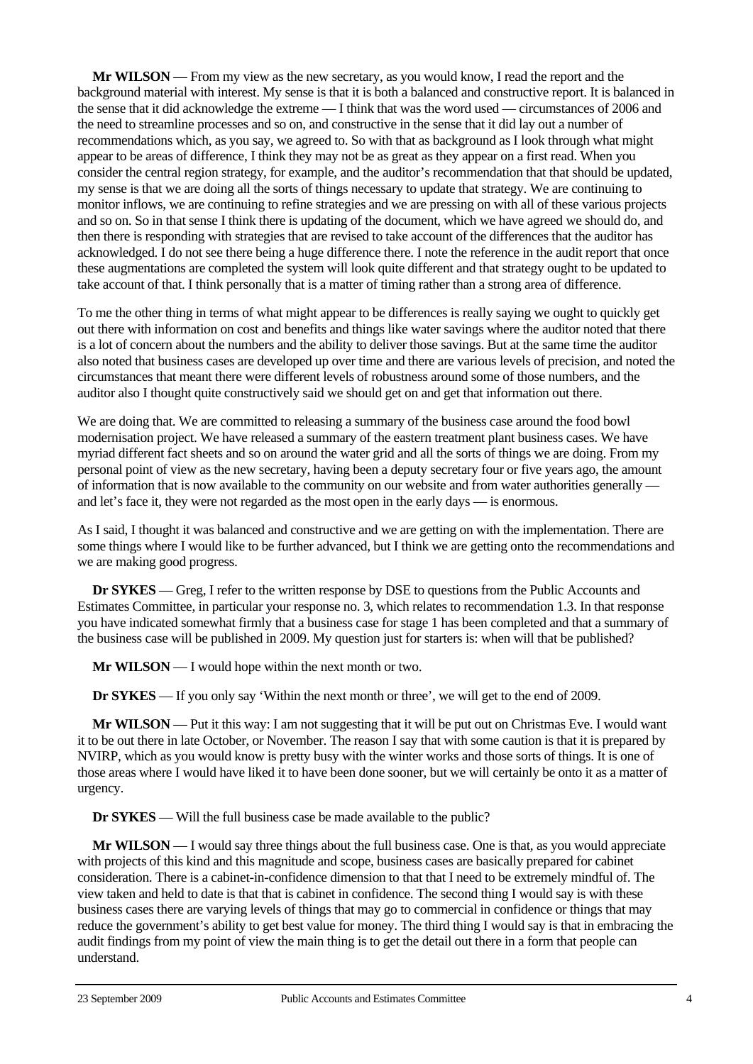**Mr WILSON** — From my view as the new secretary, as you would know, I read the report and the background material with interest. My sense is that it is both a balanced and constructive report. It is balanced in the sense that it did acknowledge the extreme — I think that was the word used — circumstances of 2006 and the need to streamline processes and so on, and constructive in the sense that it did lay out a number of recommendations which, as you say, we agreed to. So with that as background as I look through what might appear to be areas of difference, I think they may not be as great as they appear on a first read. When you consider the central region strategy, for example, and the auditor's recommendation that that should be updated, my sense is that we are doing all the sorts of things necessary to update that strategy. We are continuing to monitor inflows, we are continuing to refine strategies and we are pressing on with all of these various projects and so on. So in that sense I think there is updating of the document, which we have agreed we should do, and then there is responding with strategies that are revised to take account of the differences that the auditor has acknowledged. I do not see there being a huge difference there. I note the reference in the audit report that once these augmentations are completed the system will look quite different and that strategy ought to be updated to take account of that. I think personally that is a matter of timing rather than a strong area of difference.

To me the other thing in terms of what might appear to be differences is really saying we ought to quickly get out there with information on cost and benefits and things like water savings where the auditor noted that there is a lot of concern about the numbers and the ability to deliver those savings. But at the same time the auditor also noted that business cases are developed up over time and there are various levels of precision, and noted the circumstances that meant there were different levels of robustness around some of those numbers, and the auditor also I thought quite constructively said we should get on and get that information out there.

We are doing that. We are committed to releasing a summary of the business case around the food bowl modernisation project. We have released a summary of the eastern treatment plant business cases. We have myriad different fact sheets and so on around the water grid and all the sorts of things we are doing. From my personal point of view as the new secretary, having been a deputy secretary four or five years ago, the amount of information that is now available to the community on our website and from water authorities generally — and let's face it, they were not regarded as the most open in the early days — is enormous.

As I said, I thought it was balanced and constructive and we are getting on with the implementation. There are some things where I would like to be further advanced, but I think we are getting onto the recommendations and we are making good progress.

**Dr SYKES** — Greg, I refer to the written response by DSE to questions from the Public Accounts and Estimates Committee, in particular your response no. 3, which relates to recommendation 1.3. In that response you have indicated somewhat firmly that a business case for stage 1 has been completed and that a summary of the business case will be published in 2009. My question just for starters is: when will that be published?

**Mr WILSON** — I would hope within the next month or two.

**Dr SYKES** — If you only say 'Within the next month or three', we will get to the end of 2009.

**Mr WILSON** — Put it this way: I am not suggesting that it will be put out on Christmas Eve. I would want it to be out there in late October, or November. The reason I say that with some caution is that it is prepared by NVIRP, which as you would know is pretty busy with the winter works and those sorts of things. It is one of those areas where I would have liked it to have been done sooner, but we will certainly be onto it as a matter of urgency.

**Dr SYKES** — Will the full business case be made available to the public?

**Mr WILSON** — I would say three things about the full business case. One is that, as you would appreciate with projects of this kind and this magnitude and scope, business cases are basically prepared for cabinet consideration. There is a cabinet-in-confidence dimension to that that I need to be extremely mindful of. The view taken and held to date is that that is cabinet in confidence. The second thing I would say is with these business cases there are varying levels of things that may go to commercial in confidence or things that may reduce the government's ability to get best value for money. The third thing I would say is that in embracing the audit findings from my point of view the main thing is to get the detail out there in a form that people can understand.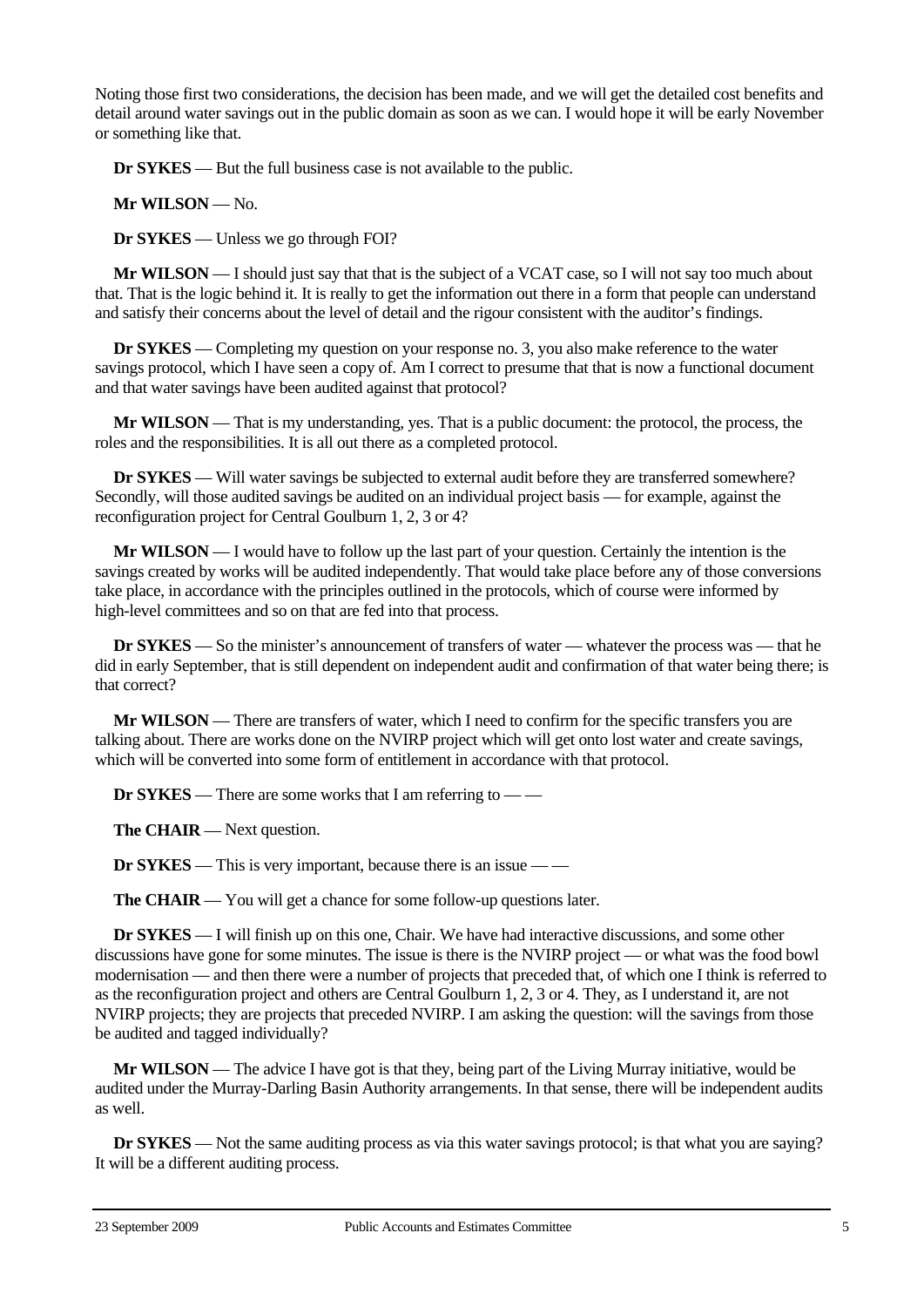Noting those first two considerations, the decision has been made, and we will get the detailed cost benefits and detail around water savings out in the public domain as soon as we can. I would hope it will be early November or something like that.

**Dr SYKES** — But the full business case is not available to the public.

**Mr WILSON** — No.

**Dr SYKES** — Unless we go through FOI?

**Mr WILSON** — I should just say that that is the subject of a VCAT case, so I will not say too much about that. That is the logic behind it. It is really to get the information out there in a form that people can understand and satisfy their concerns about the level of detail and the rigour consistent with the auditor's findings.

**Dr SYKES** — Completing my question on your response no. 3, you also make reference to the water savings protocol, which I have seen a copy of. Am I correct to presume that that is now a functional document and that water savings have been audited against that protocol?

**Mr WILSON** — That is my understanding, yes. That is a public document: the protocol, the process, the roles and the responsibilities. It is all out there as a completed protocol.

**Dr SYKES** — Will water savings be subjected to external audit before they are transferred somewhere? Secondly, will those audited savings be audited on an individual project basis — for example, against the reconfiguration project for Central Goulburn 1, 2, 3 or 4?

**Mr WILSON** — I would have to follow up the last part of your question. Certainly the intention is the savings created by works will be audited independently. That would take place before any of those conversions take place, in accordance with the principles outlined in the protocols, which of course were informed by high-level committees and so on that are fed into that process.

**Dr SYKES** — So the minister's announcement of transfers of water — whatever the process was — that he did in early September, that is still dependent on independent audit and confirmation of that water being there; is that correct?

**Mr WILSON** — There are transfers of water, which I need to confirm for the specific transfers you are talking about. There are works done on the NVIRP project which will get onto lost water and create savings, which will be converted into some form of entitlement in accordance with that protocol.

**Dr SYKES** — There are some works that I am referring to — —

**The CHAIR** — Next question.

**Dr SYKES** — This is very important, because there is an issue — —

**The CHAIR** — You will get a chance for some follow-up questions later.

**Dr SYKES** — I will finish up on this one, Chair. We have had interactive discussions, and some other discussions have gone for some minutes. The issue is there is the NVIRP project — or what was the food bowl modernisation — and then there were a number of projects that preceded that, of which one I think is referred to as the reconfiguration project and others are Central Goulburn 1, 2, 3 or 4. They, as I understand it, are not NVIRP projects; they are projects that preceded NVIRP. I am asking the question: will the savings from those be audited and tagged individually?

**Mr WILSON** — The advice I have got is that they, being part of the Living Murray initiative, would be audited under the Murray-Darling Basin Authority arrangements. In that sense, there will be independent audits as well.

**Dr SYKES** — Not the same auditing process as via this water savings protocol; is that what you are saying? It will be a different auditing process.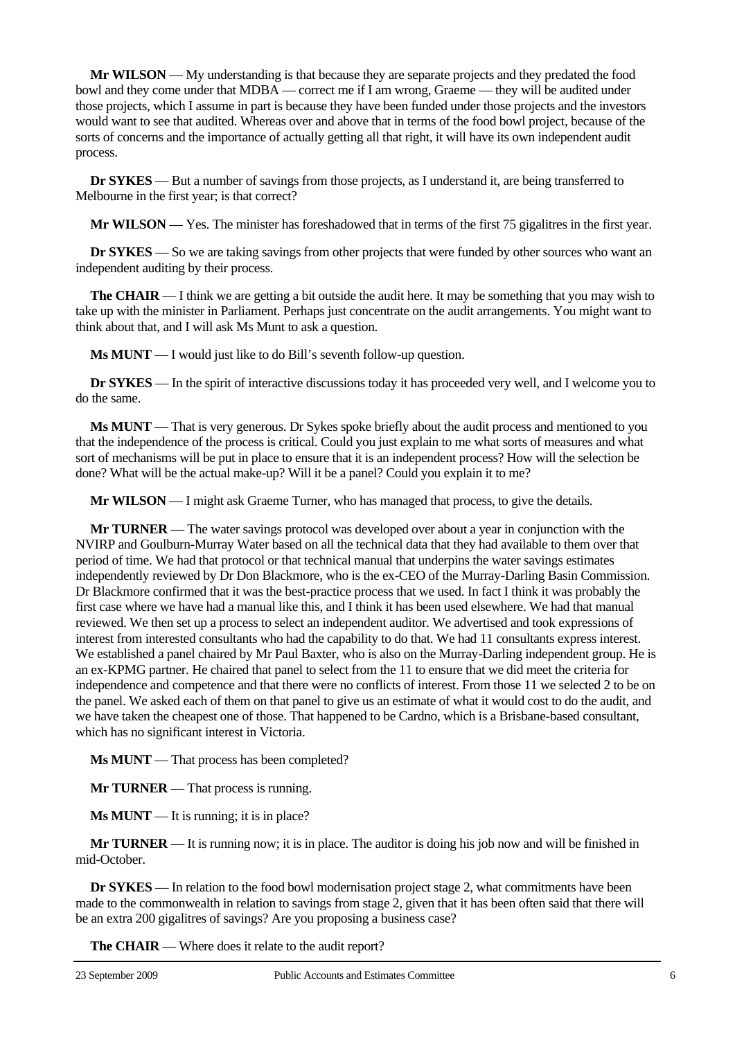**Mr WILSON** — My understanding is that because they are separate projects and they predated the food bowl and they come under that MDBA — correct me if I am wrong, Graeme — they will be audited under those projects, which I assume in part is because they have been funded under those projects and the investors would want to see that audited. Whereas over and above that in terms of the food bowl project, because of the sorts of concerns and the importance of actually getting all that right, it will have its own independent audit process.

**Dr SYKES** — But a number of savings from those projects, as I understand it, are being transferred to Melbourne in the first year; is that correct?

**Mr WILSON** — Yes. The minister has foreshadowed that in terms of the first 75 gigalitres in the first year.

**Dr SYKES** — So we are taking savings from other projects that were funded by other sources who want an independent auditing by their process.

**The CHAIR** — I think we are getting a bit outside the audit here. It may be something that you may wish to take up with the minister in Parliament. Perhaps just concentrate on the audit arrangements. You might want to think about that, and I will ask Ms Munt to ask a question.

**Ms MUNT** — I would just like to do Bill's seventh follow-up question.

**Dr SYKES** — In the spirit of interactive discussions today it has proceeded very well, and I welcome you to do the same.

**Ms MUNT** — That is very generous. Dr Sykes spoke briefly about the audit process and mentioned to you that the independence of the process is critical. Could you just explain to me what sorts of measures and what sort of mechanisms will be put in place to ensure that it is an independent process? How will the selection be done? What will be the actual make-up? Will it be a panel? Could you explain it to me?

**Mr WILSON** — I might ask Graeme Turner, who has managed that process, to give the details.

**Mr TURNER** — The water savings protocol was developed over about a year in conjunction with the NVIRP and Goulburn-Murray Water based on all the technical data that they had available to them over that period of time. We had that protocol or that technical manual that underpins the water savings estimates independently reviewed by Dr Don Blackmore, who is the ex-CEO of the Murray-Darling Basin Commission. Dr Blackmore confirmed that it was the best-practice process that we used. In fact I think it was probably the first case where we have had a manual like this, and I think it has been used elsewhere. We had that manual reviewed. We then set up a process to select an independent auditor. We advertised and took expressions of interest from interested consultants who had the capability to do that. We had 11 consultants express interest. We established a panel chaired by Mr Paul Baxter, who is also on the Murray-Darling independent group. He is an ex-KPMG partner. He chaired that panel to select from the 11 to ensure that we did meet the criteria for independence and competence and that there were no conflicts of interest. From those 11 we selected 2 to be on the panel. We asked each of them on that panel to give us an estimate of what it would cost to do the audit, and we have taken the cheapest one of those. That happened to be Cardno, which is a Brisbane-based consultant, which has no significant interest in Victoria.

**Ms MUNT** — That process has been completed?

**Mr TURNER** — That process is running.

**Ms MUNT** — It is running; it is in place?

**Mr TURNER** — It is running now; it is in place. The auditor is doing his job now and will be finished in mid-October.

**Dr SYKES** — In relation to the food bowl modernisation project stage 2, what commitments have been made to the commonwealth in relation to savings from stage 2, given that it has been often said that there will be an extra 200 gigalitres of savings? Are you proposing a business case?

**The CHAIR** — Where does it relate to the audit report?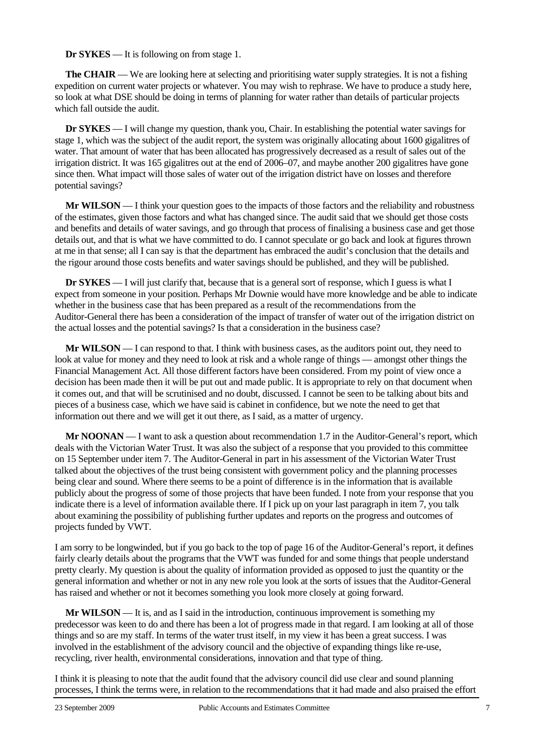**Dr SYKES** — It is following on from stage 1.

**The CHAIR** — We are looking here at selecting and prioritising water supply strategies. It is not a fishing expedition on current water projects or whatever. You may wish to rephrase. We have to produce a study here, so look at what DSE should be doing in terms of planning for water rather than details of particular projects which fall outside the audit.

**Dr SYKES** — I will change my question, thank you, Chair. In establishing the potential water savings for stage 1, which was the subject of the audit report, the system was originally allocating about 1600 gigalitres of water. That amount of water that has been allocated has progressively decreased as a result of sales out of the irrigation district. It was 165 gigalitres out at the end of 2006–07, and maybe another 200 gigalitres have gone since then. What impact will those sales of water out of the irrigation district have on losses and therefore potential savings?

**Mr WILSON** — I think your question goes to the impacts of those factors and the reliability and robustness of the estimates, given those factors and what has changed since. The audit said that we should get those costs and benefits and details of water savings, and go through that process of finalising a business case and get those details out, and that is what we have committed to do. I cannot speculate or go back and look at figures thrown at me in that sense; all I can say is that the department has embraced the audit's conclusion that the details and the rigour around those costs benefits and water savings should be published, and they will be published.

**Dr SYKES** — I will just clarify that, because that is a general sort of response, which I guess is what I expect from someone in your position. Perhaps Mr Downie would have more knowledge and be able to indicate whether in the business case that has been prepared as a result of the recommendations from the Auditor-General there has been a consideration of the impact of transfer of water out of the irrigation district on the actual losses and the potential savings? Is that a consideration in the business case?

**Mr WILSON** — I can respond to that. I think with business cases, as the auditors point out, they need to look at value for money and they need to look at risk and a whole range of things — amongst other things the Financial Management Act. All those different factors have been considered. From my point of view once a decision has been made then it will be put out and made public. It is appropriate to rely on that document when it comes out, and that will be scrutinised and no doubt, discussed. I cannot be seen to be talking about bits and pieces of a business case, which we have said is cabinet in confidence, but we note the need to get that information out there and we will get it out there, as I said, as a matter of urgency.

**Mr NOONAN** — I want to ask a question about recommendation 1.7 in the Auditor-General's report, which deals with the Victorian Water Trust. It was also the subject of a response that you provided to this committee on 15 September under item 7. The Auditor-General in part in his assessment of the Victorian Water Trust talked about the objectives of the trust being consistent with government policy and the planning processes being clear and sound. Where there seems to be a point of difference is in the information that is available publicly about the progress of some of those projects that have been funded. I note from your response that you indicate there is a level of information available there. If I pick up on your last paragraph in item 7, you talk about examining the possibility of publishing further updates and reports on the progress and outcomes of projects funded by VWT.

I am sorry to be longwinded, but if you go back to the top of page 16 of the Auditor-General's report, it defines fairly clearly details about the programs that the VWT was funded for and some things that people understand pretty clearly. My question is about the quality of information provided as opposed to just the quantity or the general information and whether or not in any new role you look at the sorts of issues that the Auditor-General has raised and whether or not it becomes something you look more closely at going forward.

**Mr WILSON** — It is, and as I said in the introduction, continuous improvement is something my predecessor was keen to do and there has been a lot of progress made in that regard. I am looking at all of those things and so are my staff. In terms of the water trust itself, in my view it has been a great success. I was involved in the establishment of the advisory council and the objective of expanding things like re-use, recycling, river health, environmental considerations, innovation and that type of thing.

I think it is pleasing to note that the audit found that the advisory council did use clear and sound planning processes, I think the terms were, in relation to the recommendations that it had made and also praised the effort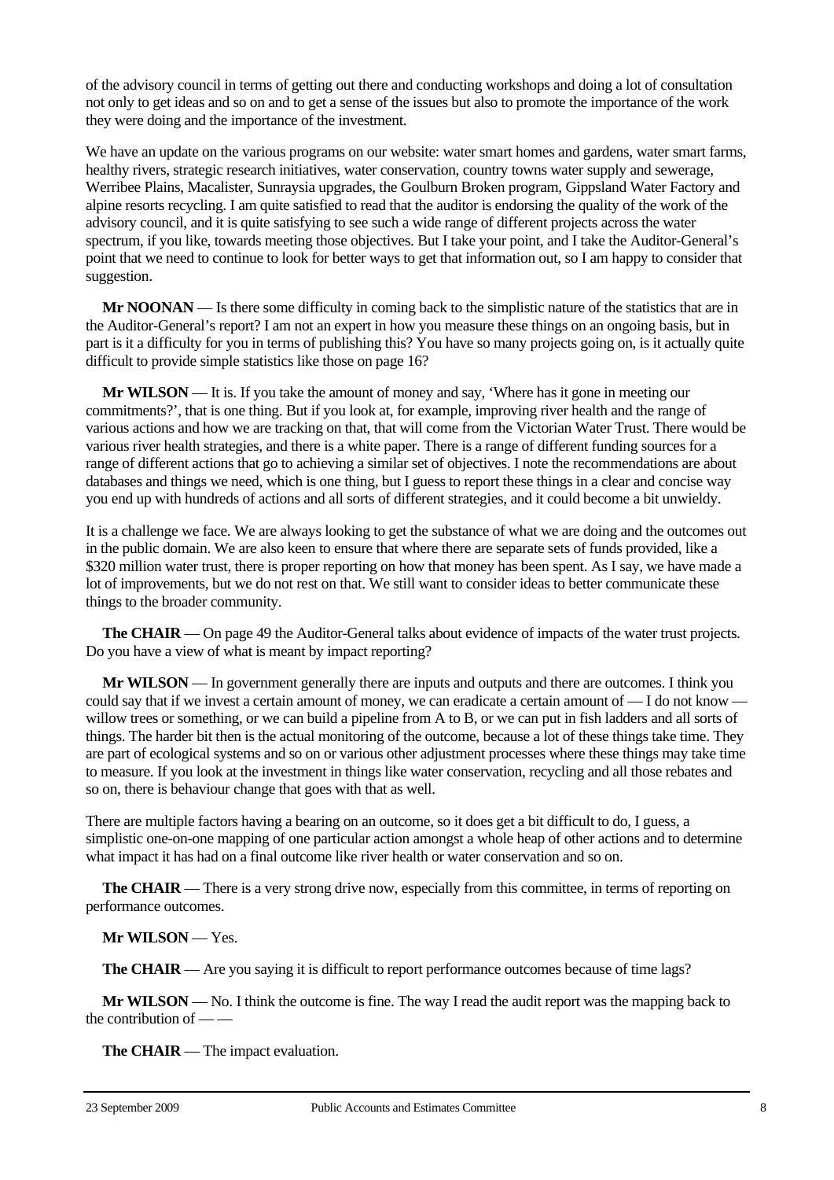of the advisory council in terms of getting out there and conducting workshops and doing a lot of consultation not only to get ideas and so on and to get a sense of the issues but also to promote the importance of the work they were doing and the importance of the investment.

We have an update on the various programs on our website: water smart homes and gardens, water smart farms, healthy rivers, strategic research initiatives, water conservation, country towns water supply and sewerage, Werribee Plains, Macalister, Sunraysia upgrades, the Goulburn Broken program, Gippsland Water Factory and alpine resorts recycling. I am quite satisfied to read that the auditor is endorsing the quality of the work of the advisory council, and it is quite satisfying to see such a wide range of different projects across the water spectrum, if you like, towards meeting those objectives. But I take your point, and I take the Auditor-General's point that we need to continue to look for better ways to get that information out, so I am happy to consider that suggestion.

**Mr NOONAN** — Is there some difficulty in coming back to the simplistic nature of the statistics that are in the Auditor-General's report? I am not an expert in how you measure these things on an ongoing basis, but in part is it a difficulty for you in terms of publishing this? You have so many projects going on, is it actually quite difficult to provide simple statistics like those on page 16?

**Mr WILSON** — It is. If you take the amount of money and say, 'Where has it gone in meeting our commitments?', that is one thing. But if you look at, for example, improving river health and the range of various actions and how we are tracking on that, that will come from the Victorian Water Trust. There would be various river health strategies, and there is a white paper. There is a range of different funding sources for a range of different actions that go to achieving a similar set of objectives. I note the recommendations are about databases and things we need, which is one thing, but I guess to report these things in a clear and concise way you end up with hundreds of actions and all sorts of different strategies, and it could become a bit unwieldy.

It is a challenge we face. We are always looking to get the substance of what we are doing and the outcomes out in the public domain. We are also keen to ensure that where there are separate sets of funds provided, like a $320 million water trust, there is proper reporting on how that money has been spent. As I say, we have made a lot of improvements, but we do not rest on that. We still want to consider ideas to better communicate these things to the broader community.

**The CHAIR** — On page 49 the Auditor-General talks about evidence of impacts of the water trust projects. Do you have a view of what is meant by impact reporting?

**Mr WILSON** — In government generally there are inputs and outputs and there are outcomes. I think you could say that if we invest a certain amount of money, we can eradicate a certain amount of — I do not know — willow trees or something, or we can build a pipeline from A to B, or we can put in fish ladders and all sorts of things. The harder bit then is the actual monitoring of the outcome, because a lot of these things take time. They are part of ecological systems and so on or various other adjustment processes where these things may take time to measure. If you look at the investment in things like water conservation, recycling and all those rebates and so on, there is behaviour change that goes with that as well.

There are multiple factors having a bearing on an outcome, so it does get a bit difficult to do, I guess, a simplistic one-on-one mapping of one particular action amongst a whole heap of other actions and to determine what impact it has had on a final outcome like river health or water conservation and so on.

**The CHAIR** — There is a very strong drive now, especially from this committee, in terms of reporting on performance outcomes.

**Mr WILSON** — Yes.

**The CHAIR** — Are you saying it is difficult to report performance outcomes because of time lags?

**Mr WILSON** — No. I think the outcome is fine. The way I read the audit report was the mapping back to the contribution of — —

**The CHAIR** — The impact evaluation.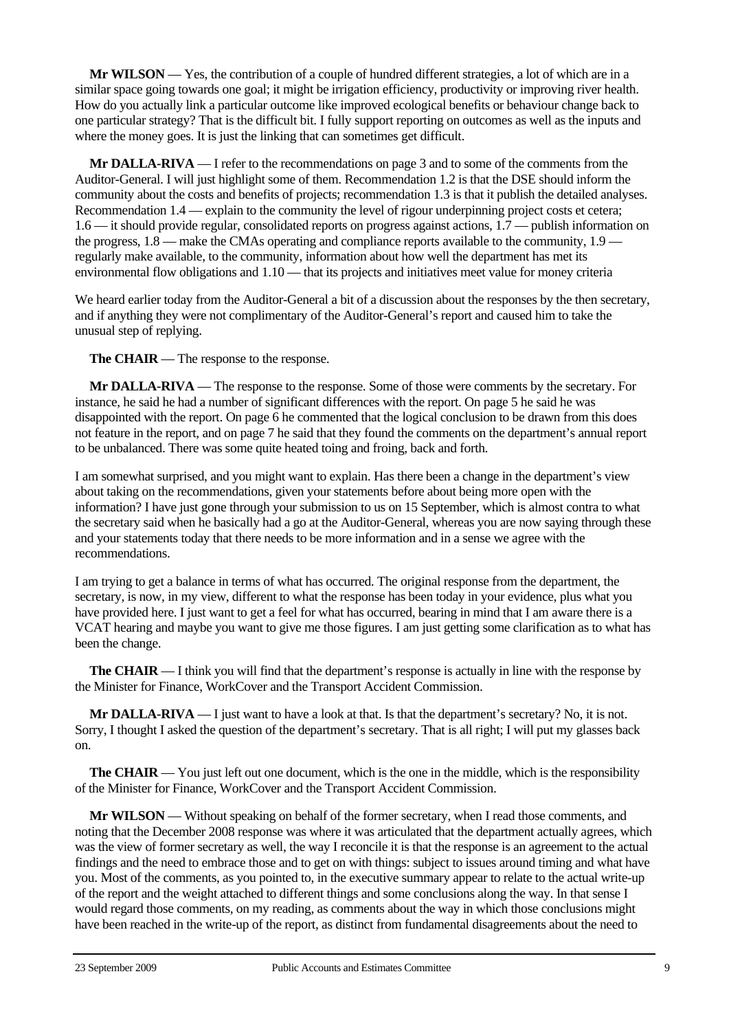**Mr WILSON** — Yes, the contribution of a couple of hundred different strategies, a lot of which are in a similar space going towards one goal; it might be irrigation efficiency, productivity or improving river health. How do you actually link a particular outcome like improved ecological benefits or behaviour change back to one particular strategy? That is the difficult bit. I fully support reporting on outcomes as well as the inputs and where the money goes. It is just the linking that can sometimes get difficult.

**Mr DALLA-RIVA** — I refer to the recommendations on page 3 and to some of the comments from the Auditor-General. I will just highlight some of them. Recommendation 1.2 is that the DSE should inform the community about the costs and benefits of projects; recommendation 1.3 is that it publish the detailed analyses. Recommendation 1.4 — explain to the community the level of rigour underpinning project costs et cetera; 1.6 — it should provide regular, consolidated reports on progress against actions, 1.7 — publish information on the progress, 1.8 — make the CMAs operating and compliance reports available to the community, 1.9 — regularly make available, to the community, information about how well the department has met its environmental flow obligations and 1.10 — that its projects and initiatives meet value for money criteria

We heard earlier today from the Auditor-General a bit of a discussion about the responses by the then secretary, and if anything they were not complimentary of the Auditor-General's report and caused him to take the unusual step of replying.

**The CHAIR** — The response to the response.

**Mr DALLA-RIVA** — The response to the response. Some of those were comments by the secretary. For instance, he said he had a number of significant differences with the report. On page 5 he said he was disappointed with the report. On page 6 he commented that the logical conclusion to be drawn from this does not feature in the report, and on page 7 he said that they found the comments on the department's annual report to be unbalanced. There was some quite heated toing and froing, back and forth.

I am somewhat surprised, and you might want to explain. Has there been a change in the department's view about taking on the recommendations, given your statements before about being more open with the information? I have just gone through your submission to us on 15 September, which is almost contra to what the secretary said when he basically had a go at the Auditor-General, whereas you are now saying through these and your statements today that there needs to be more information and in a sense we agree with the recommendations.

I am trying to get a balance in terms of what has occurred. The original response from the department, the secretary, is now, in my view, different to what the response has been today in your evidence, plus what you have provided here. I just want to get a feel for what has occurred, bearing in mind that I am aware there is a VCAT hearing and maybe you want to give me those figures. I am just getting some clarification as to what has been the change.

**The CHAIR** — I think you will find that the department's response is actually in line with the response by the Minister for Finance, WorkCover and the Transport Accident Commission.

**Mr DALLA-RIVA** — I just want to have a look at that. Is that the department's secretary? No, it is not. Sorry, I thought I asked the question of the department's secretary. That is all right; I will put my glasses back on.

**The CHAIR** — You just left out one document, which is the one in the middle, which is the responsibility of the Minister for Finance, WorkCover and the Transport Accident Commission.

**Mr WILSON** — Without speaking on behalf of the former secretary, when I read those comments, and noting that the December 2008 response was where it was articulated that the department actually agrees, which was the view of former secretary as well, the way I reconcile it is that the response is an agreement to the actual findings and the need to embrace those and to get on with things: subject to issues around timing and what have you. Most of the comments, as you pointed to, in the executive summary appear to relate to the actual write-up of the report and the weight attached to different things and some conclusions along the way. In that sense I would regard those comments, on my reading, as comments about the way in which those conclusions might have been reached in the write-up of the report, as distinct from fundamental disagreements about the need to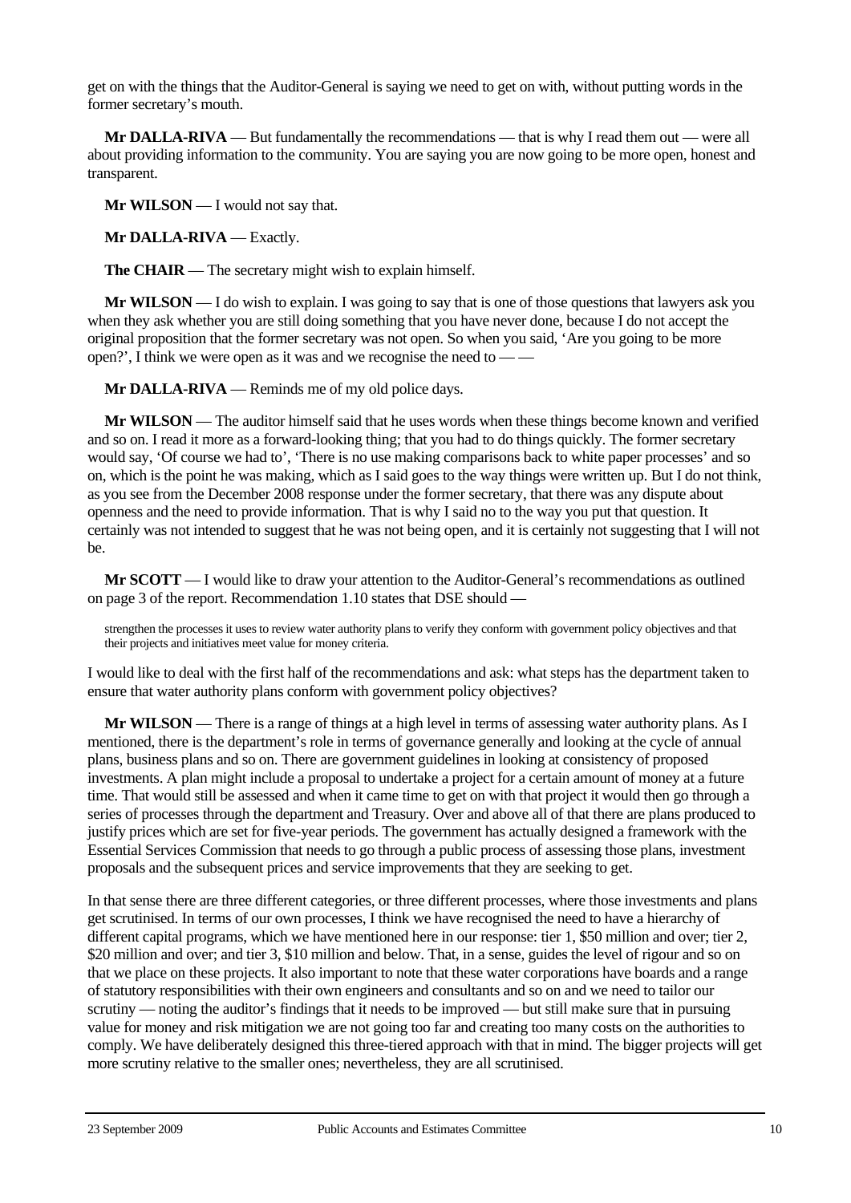get on with the things that the Auditor-General is saying we need to get on with, without putting words in the former secretary's mouth.

**Mr DALLA-RIVA** — But fundamentally the recommendations — that is why I read them out — were all about providing information to the community. You are saying you are now going to be more open, honest and transparent.

**Mr WILSON** — I would not say that.

**Mr DALLA-RIVA** — Exactly.

**The CHAIR** — The secretary might wish to explain himself.

**Mr WILSON** — I do wish to explain. I was going to say that is one of those questions that lawyers ask you when they ask whether you are still doing something that you have never done, because I do not accept the original proposition that the former secretary was not open. So when you said, 'Are you going to be more open?', I think we were open as it was and we recognise the need to — —

**Mr DALLA-RIVA** — Reminds me of my old police days.

**Mr WILSON** — The auditor himself said that he uses words when these things become known and verified and so on. I read it more as a forward-looking thing; that you had to do things quickly. The former secretary would say, 'Of course we had to', 'There is no use making comparisons back to white paper processes' and so on, which is the point he was making, which as I said goes to the way things were written up. But I do not think, as you see from the December 2008 response under the former secretary, that there was any dispute about openness and the need to provide information. That is why I said no to the way you put that question. It certainly was not intended to suggest that he was not being open, and it is certainly not suggesting that I will not be.

**Mr SCOTT** — I would like to draw your attention to the Auditor-General's recommendations as outlined on page 3 of the report. Recommendation 1.10 states that DSE should —

> strengthen the processes it uses to review water authority plans to verify they conform with government policy objectives and that their projects and initiatives meet value for money criteria.

I would like to deal with the first half of the recommendations and ask: what steps has the department taken to ensure that water authority plans conform with government policy objectives?

**Mr WILSON** — There is a range of things at a high level in terms of assessing water authority plans. As I mentioned, there is the department's role in terms of governance generally and looking at the cycle of annual plans, business plans and so on. There are government guidelines in looking at consistency of proposed investments. A plan might include a proposal to undertake a project for a certain amount of money at a future time. That would still be assessed and when it came time to get on with that project it would then go through a series of processes through the department and Treasury. Over and above all of that there are plans produced to justify prices which are set for five-year periods. The government has actually designed a framework with the Essential Services Commission that needs to go through a public process of assessing those plans, investment proposals and the subsequent prices and service improvements that they are seeking to get.

In that sense there are three different categories, or three different processes, where those investments and plans get scrutinised. In terms of our own processes, I think we have recognised the need to have a hierarchy of different capital programs, which we have mentioned here in our response: tier 1, $50 million and over; tier 2, $20 million and over; and tier 3, $10 million and below. That, in a sense, guides the level of rigour and so on that we place on these projects. It also important to note that these water corporations have boards and a range of statutory responsibilities with their own engineers and consultants and so on and we need to tailor our scrutiny — noting the auditor's findings that it needs to be improved — but still make sure that in pursuing value for money and risk mitigation we are not going too far and creating too many costs on the authorities to comply. We have deliberately designed this three-tiered approach with that in mind. The bigger projects will get more scrutiny relative to the smaller ones; nevertheless, they are all scrutinised.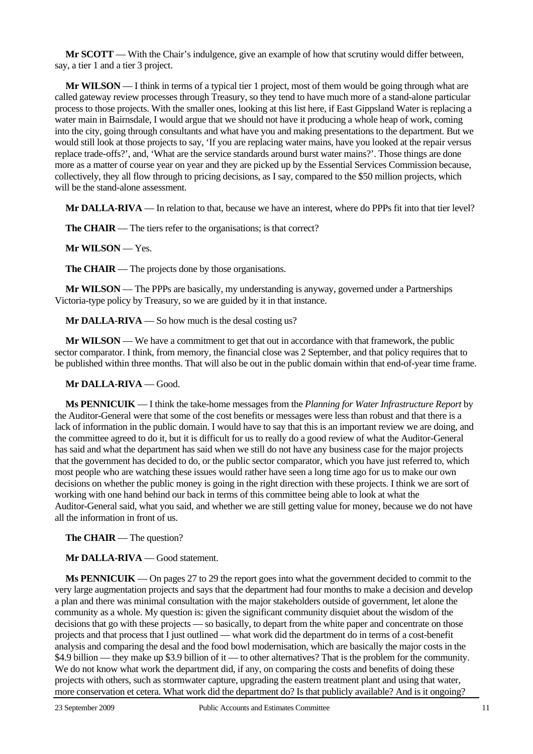**Mr SCOTT** — With the Chair's indulgence, give an example of how that scrutiny would differ between, say, a tier 1 and a tier 3 project.

**Mr WILSON** — I think in terms of a typical tier 1 project, most of them would be going through what are called gateway review processes through Treasury, so they tend to have much more of a stand-alone particular process to those projects. With the smaller ones, looking at this list here, if East Gippsland Water is replacing a water main in Bairnsdale, I would argue that we should not have it producing a whole heap of work, coming into the city, going through consultants and what have you and making presentations to the department. But we would still look at those projects to say, 'If you are replacing water mains, have you looked at the repair versus replace trade-offs?', and, 'What are the service standards around burst water mains?'. Those things are done more as a matter of course year on year and they are picked up by the Essential Services Commission because, collectively, they all flow through to pricing decisions, as I say, compared to the $50 million projects, which will be the stand-alone assessment.

**Mr DALLA-RIVA** — In relation to that, because we have an interest, where do PPPs fit into that tier level?

**The CHAIR** — The tiers refer to the organisations; is that correct?

**Mr WILSON** — Yes.

**The CHAIR** — The projects done by those organisations.

**Mr WILSON** — The PPPs are basically, my understanding is anyway, governed under a Partnerships Victoria-type policy by Treasury, so we are guided by it in that instance.

**Mr DALLA-RIVA** — So how much is the desal costing us?

**Mr WILSON** — We have a commitment to get that out in accordance with that framework, the public sector comparator. I think, from memory, the financial close was 2 September, and that policy requires that to be published within three months. That will also be out in the public domain within that end-of-year time frame.

**Mr DALLA-RIVA** — Good.

**Ms PENNICUIK** — I think the take-home messages from the *Planning for Water Infrastructure Report* by the Auditor-General were that some of the cost benefits or messages were less than robust and that there is a lack of information in the public domain. I would have to say that this is an important review we are doing, and the committee agreed to do it, but it is difficult for us to really do a good review of what the Auditor-General has said and what the department has said when we still do not have any business case for the major projects that the government has decided to do, or the public sector comparator, which you have just referred to, which most people who are watching these issues would rather have seen a long time ago for us to make our own decisions on whether the public money is going in the right direction with these projects. I think we are sort of working with one hand behind our back in terms of this committee being able to look at what the Auditor-General said, what you said, and whether we are still getting value for money, because we do not have all the information in front of us.

**The CHAIR** — The question?

**Mr DALLA-RIVA** — Good statement.

**Ms PENNICUIK** — On pages 27 to 29 the report goes into what the government decided to commit to the very large augmentation projects and says that the department had four months to make a decision and develop a plan and there was minimal consultation with the major stakeholders outside of government, let alone the community as a whole. My question is: given the significant community disquiet about the wisdom of the decisions that go with these projects — so basically, to depart from the white paper and concentrate on those projects and that process that I just outlined — what work did the department do in terms of a cost-benefit analysis and comparing the desal and the food bowl modernisation, which are basically the major costs in the $4.9 billion — they make up $3.9 billion of it — to other alternatives? That is the problem for the community. We do not know what work the department did, if any, on comparing the costs and benefits of doing these projects with others, such as stormwater capture, upgrading the eastern treatment plant and using that water, more conservation et cetera. What work did the department do? Is that publicly available? And is it ongoing?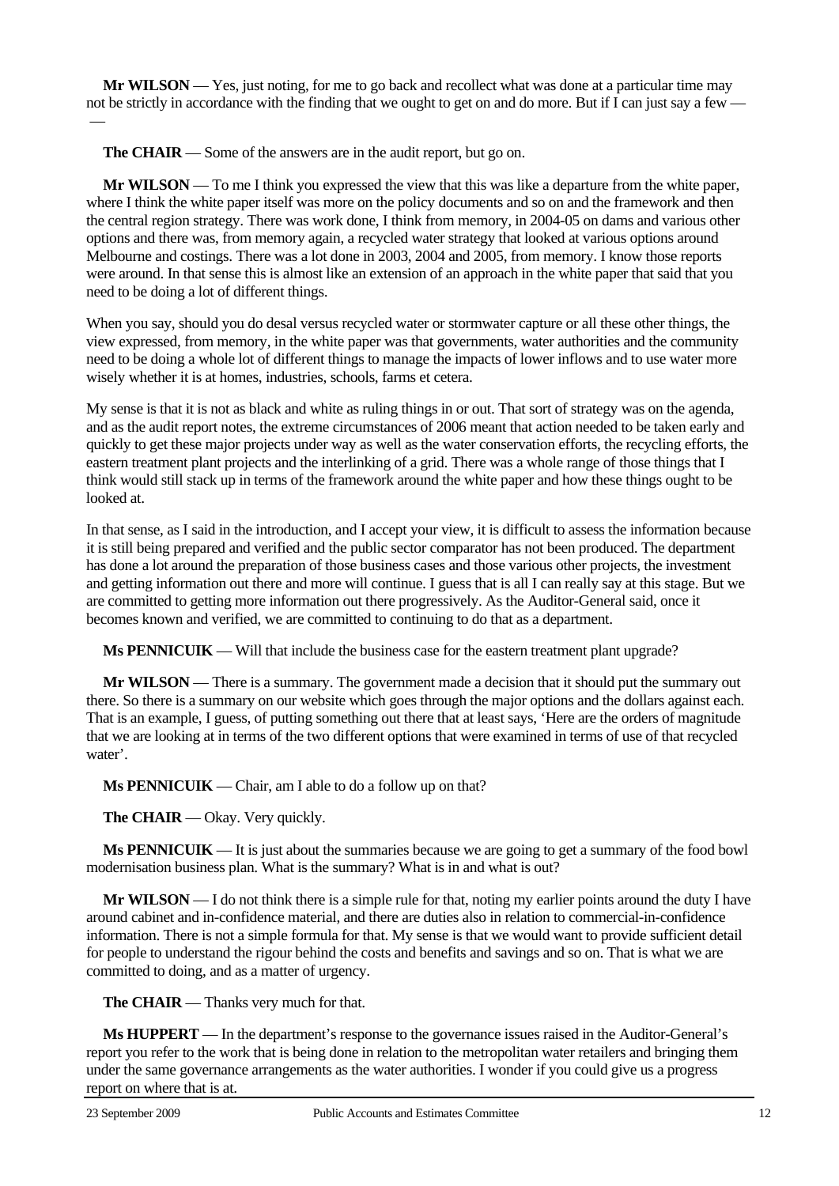**Mr WILSON** — Yes, just noting, for me to go back and recollect what was done at a particular time may not be strictly in accordance with the finding that we ought to get on and do more. But if I can just say a few — —

**The CHAIR** — Some of the answers are in the audit report, but go on.

**Mr WILSON** — To me I think you expressed the view that this was like a departure from the white paper, where I think the white paper itself was more on the policy documents and so on and the framework and then the central region strategy. There was work done, I think from memory, in 2004-05 on dams and various other options and there was, from memory again, a recycled water strategy that looked at various options around Melbourne and costings. There was a lot done in 2003, 2004 and 2005, from memory. I know those reports were around. In that sense this is almost like an extension of an approach in the white paper that said that you need to be doing a lot of different things.

When you say, should you do desal versus recycled water or stormwater capture or all these other things, the view expressed, from memory, in the white paper was that governments, water authorities and the community need to be doing a whole lot of different things to manage the impacts of lower inflows and to use water more wisely whether it is at homes, industries, schools, farms et cetera.

My sense is that it is not as black and white as ruling things in or out. That sort of strategy was on the agenda, and as the audit report notes, the extreme circumstances of 2006 meant that action needed to be taken early and quickly to get these major projects under way as well as the water conservation efforts, the recycling efforts, the eastern treatment plant projects and the interlinking of a grid. There was a whole range of those things that I think would still stack up in terms of the framework around the white paper and how these things ought to be looked at.

In that sense, as I said in the introduction, and I accept your view, it is difficult to assess the information because it is still being prepared and verified and the public sector comparator has not been produced. The department has done a lot around the preparation of those business cases and those various other projects, the investment and getting information out there and more will continue. I guess that is all I can really say at this stage. But we are committed to getting more information out there progressively. As the Auditor-General said, once it becomes known and verified, we are committed to continuing to do that as a department.

**Ms PENNICUIK** — Will that include the business case for the eastern treatment plant upgrade?

**Mr WILSON** — There is a summary. The government made a decision that it should put the summary out there. So there is a summary on our website which goes through the major options and the dollars against each. That is an example, I guess, of putting something out there that at least says, 'Here are the orders of magnitude that we are looking at in terms of the two different options that were examined in terms of use of that recycled water'.

**Ms PENNICUIK** — Chair, am I able to do a follow up on that?

**The CHAIR** — Okay. Very quickly.

**Ms PENNICUIK** — It is just about the summaries because we are going to get a summary of the food bowl modernisation business plan. What is the summary? What is in and what is out?

**Mr WILSON** — I do not think there is a simple rule for that, noting my earlier points around the duty I have around cabinet and in-confidence material, and there are duties also in relation to commercial-in-confidence information. There is not a simple formula for that. My sense is that we would want to provide sufficient detail for people to understand the rigour behind the costs and benefits and savings and so on. That is what we are committed to doing, and as a matter of urgency.

**The CHAIR** — Thanks very much for that.

**Ms HUPPERT** — In the department's response to the governance issues raised in the Auditor-General's report you refer to the work that is being done in relation to the metropolitan water retailers and bringing them under the same governance arrangements as the water authorities. I wonder if you could give us a progress report on where that is at.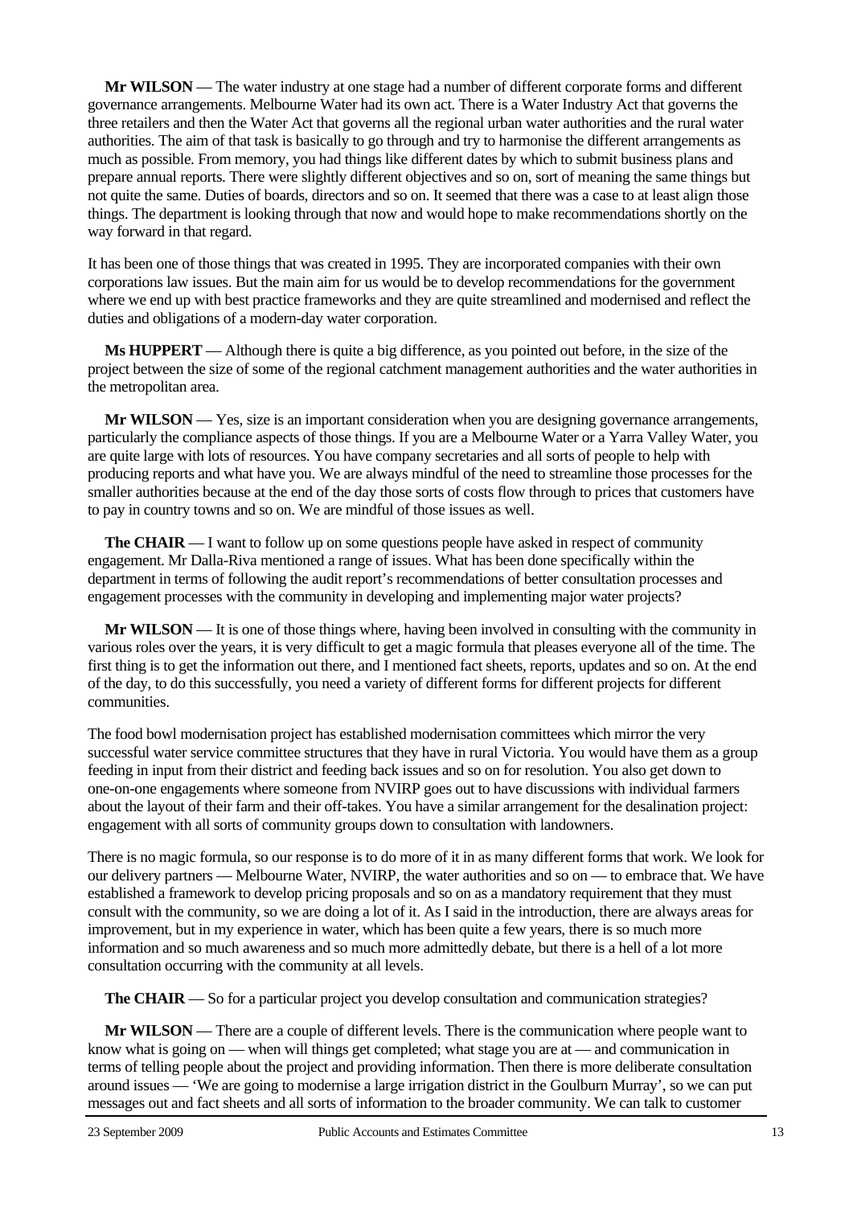**Mr WILSON** — The water industry at one stage had a number of different corporate forms and different governance arrangements. Melbourne Water had its own act. There is a Water Industry Act that governs the three retailers and then the Water Act that governs all the regional urban water authorities and the rural water authorities. The aim of that task is basically to go through and try to harmonise the different arrangements as much as possible. From memory, you had things like different dates by which to submit business plans and prepare annual reports. There were slightly different objectives and so on, sort of meaning the same things but not quite the same. Duties of boards, directors and so on. It seemed that there was a case to at least align those things. The department is looking through that now and would hope to make recommendations shortly on the way forward in that regard.

It has been one of those things that was created in 1995. They are incorporated companies with their own corporations law issues. But the main aim for us would be to develop recommendations for the government where we end up with best practice frameworks and they are quite streamlined and modernised and reflect the duties and obligations of a modern-day water corporation.

**Ms HUPPERT** — Although there is quite a big difference, as you pointed out before, in the size of the project between the size of some of the regional catchment management authorities and the water authorities in the metropolitan area.

**Mr WILSON** — Yes, size is an important consideration when you are designing governance arrangements, particularly the compliance aspects of those things. If you are a Melbourne Water or a Yarra Valley Water, you are quite large with lots of resources. You have company secretaries and all sorts of people to help with producing reports and what have you. We are always mindful of the need to streamline those processes for the smaller authorities because at the end of the day those sorts of costs flow through to prices that customers have to pay in country towns and so on. We are mindful of those issues as well.

**The CHAIR** — I want to follow up on some questions people have asked in respect of community engagement. Mr Dalla-Riva mentioned a range of issues. What has been done specifically within the department in terms of following the audit report's recommendations of better consultation processes and engagement processes with the community in developing and implementing major water projects?

**Mr WILSON** — It is one of those things where, having been involved in consulting with the community in various roles over the years, it is very difficult to get a magic formula that pleases everyone all of the time. The first thing is to get the information out there, and I mentioned fact sheets, reports, updates and so on. At the end of the day, to do this successfully, you need a variety of different forms for different projects for different communities.

The food bowl modernisation project has established modernisation committees which mirror the very successful water service committee structures that they have in rural Victoria. You would have them as a group feeding in input from their district and feeding back issues and so on for resolution. You also get down to one-on-one engagements where someone from NVIRP goes out to have discussions with individual farmers about the layout of their farm and their off-takes. You have a similar arrangement for the desalination project: engagement with all sorts of community groups down to consultation with landowners.

There is no magic formula, so our response is to do more of it in as many different forms that work. We look for our delivery partners — Melbourne Water, NVIRP, the water authorities and so on — to embrace that. We have established a framework to develop pricing proposals and so on as a mandatory requirement that they must consult with the community, so we are doing a lot of it. As I said in the introduction, there are always areas for improvement, but in my experience in water, which has been quite a few years, there is so much more information and so much awareness and so much more admittedly debate, but there is a hell of a lot more consultation occurring with the community at all levels.

**The CHAIR** — So for a particular project you develop consultation and communication strategies?

**Mr WILSON** — There are a couple of different levels. There is the communication where people want to know what is going on — when will things get completed; what stage you are at — and communication in terms of telling people about the project and providing information. Then there is more deliberate consultation around issues — 'We are going to modernise a large irrigation district in the Goulburn Murray', so we can put messages out and fact sheets and all sorts of information to the broader community. We can talk to customer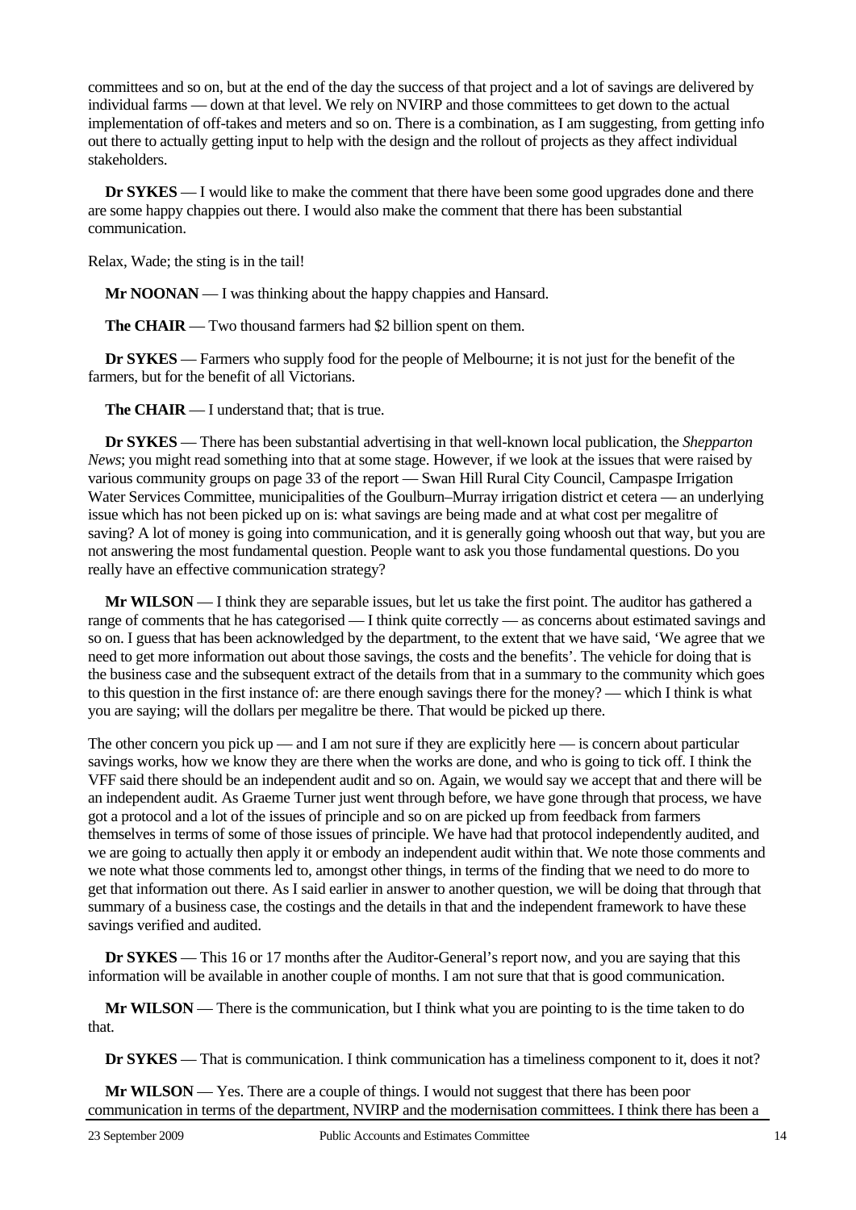committees and so on, but at the end of the day the success of that project and a lot of savings are delivered by individual farms — down at that level. We rely on NVIRP and those committees to get down to the actual implementation of off-takes and meters and so on. There is a combination, as I am suggesting, from getting info out there to actually getting input to help with the design and the rollout of projects as they affect individual stakeholders.

**Dr SYKES** — I would like to make the comment that there have been some good upgrades done and there are some happy chappies out there. I would also make the comment that there has been substantial communication.

Relax, Wade; the sting is in the tail!

**Mr NOONAN** — I was thinking about the happy chappies and Hansard.

**The CHAIR** — Two thousand farmers had $2 billion spent on them.

**Dr SYKES** — Farmers who supply food for the people of Melbourne; it is not just for the benefit of the farmers, but for the benefit of all Victorians.

**The CHAIR** — I understand that; that is true.

**Dr SYKES** — There has been substantial advertising in that well-known local publication, the *Shepparton News*; you might read something into that at some stage. However, if we look at the issues that were raised by various community groups on page 33 of the report — Swan Hill Rural City Council, Campaspe Irrigation Water Services Committee, municipalities of the Goulburn–Murray irrigation district et cetera — an underlying issue which has not been picked up on is: what savings are being made and at what cost per megalitre of saving? A lot of money is going into communication, and it is generally going whoosh out that way, but you are not answering the most fundamental question. People want to ask you those fundamental questions. Do you really have an effective communication strategy?

**Mr WILSON** — I think they are separable issues, but let us take the first point. The auditor has gathered a range of comments that he has categorised — I think quite correctly — as concerns about estimated savings and so on. I guess that has been acknowledged by the department, to the extent that we have said, 'We agree that we need to get more information out about those savings, the costs and the benefits'. The vehicle for doing that is the business case and the subsequent extract of the details from that in a summary to the community which goes to this question in the first instance of: are there enough savings there for the money? — which I think is what you are saying; will the dollars per megalitre be there. That would be picked up there.

The other concern you pick up — and I am not sure if they are explicitly here — is concern about particular savings works, how we know they are there when the works are done, and who is going to tick off. I think the VFF said there should be an independent audit and so on. Again, we would say we accept that and there will be an independent audit. As Graeme Turner just went through before, we have gone through that process, we have got a protocol and a lot of the issues of principle and so on are picked up from feedback from farmers themselves in terms of some of those issues of principle. We have had that protocol independently audited, and we are going to actually then apply it or embody an independent audit within that. We note those comments and we note what those comments led to, amongst other things, in terms of the finding that we need to do more to get that information out there. As I said earlier in answer to another question, we will be doing that through that summary of a business case, the costings and the details in that and the independent framework to have these savings verified and audited.

**Dr SYKES** — This 16 or 17 months after the Auditor-General's report now, and you are saying that this information will be available in another couple of months. I am not sure that that is good communication.

**Mr WILSON** — There is the communication, but I think what you are pointing to is the time taken to do that.

**Dr SYKES** — That is communication. I think communication has a timeliness component to it, does it not?

**Mr WILSON** — Yes. There are a couple of things. I would not suggest that there has been poor communication in terms of the department, NVIRP and the modernisation committees. I think there has been a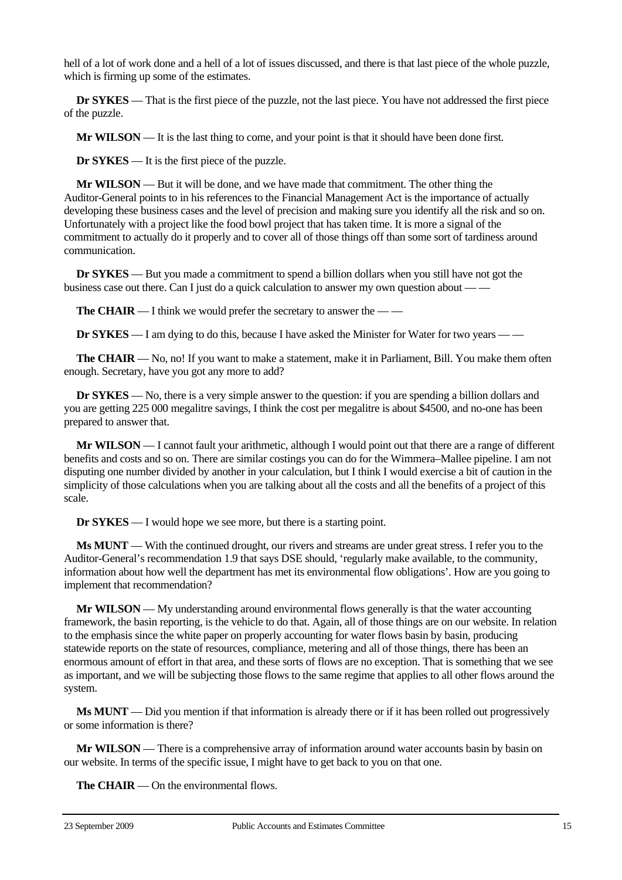hell of a lot of work done and a hell of a lot of issues discussed, and there is that last piece of the whole puzzle, which is firming up some of the estimates.

**Dr SYKES** — That is the first piece of the puzzle, not the last piece. You have not addressed the first piece of the puzzle.

**Mr WILSON** — It is the last thing to come, and your point is that it should have been done first.

**Dr SYKES** — It is the first piece of the puzzle.

**Mr WILSON** — But it will be done, and we have made that commitment. The other thing the Auditor-General points to in his references to the Financial Management Act is the importance of actually developing these business cases and the level of precision and making sure you identify all the risk and so on. Unfortunately with a project like the food bowl project that has taken time. It is more a signal of the commitment to actually do it properly and to cover all of those things off than some sort of tardiness around communication.

**Dr SYKES** — But you made a commitment to spend a billion dollars when you still have not got the business case out there. Can I just do a quick calculation to answer my own question about — —

**The CHAIR** — I think we would prefer the secretary to answer the — —

**Dr SYKES** — I am dying to do this, because I have asked the Minister for Water for two years — —

**The CHAIR** — No, no! If you want to make a statement, make it in Parliament, Bill. You make them often enough. Secretary, have you got any more to add?

**Dr SYKES** — No, there is a very simple answer to the question: if you are spending a billion dollars and you are getting 225 000 megalitre savings, I think the cost per megalitre is about $4500, and no-one has been prepared to answer that.

**Mr WILSON** — I cannot fault your arithmetic, although I would point out that there are a range of different benefits and costs and so on. There are similar costings you can do for the Wimmera–Mallee pipeline. I am not disputing one number divided by another in your calculation, but I think I would exercise a bit of caution in the simplicity of those calculations when you are talking about all the costs and all the benefits of a project of this scale.

**Dr SYKES** — I would hope we see more, but there is a starting point.

**Ms MUNT** — With the continued drought, our rivers and streams are under great stress. I refer you to the Auditor-General's recommendation 1.9 that says DSE should, 'regularly make available, to the community, information about how well the department has met its environmental flow obligations'. How are you going to implement that recommendation?

**Mr WILSON** — My understanding around environmental flows generally is that the water accounting framework, the basin reporting, is the vehicle to do that. Again, all of those things are on our website. In relation to the emphasis since the white paper on properly accounting for water flows basin by basin, producing statewide reports on the state of resources, compliance, metering and all of those things, there has been an enormous amount of effort in that area, and these sorts of flows are no exception. That is something that we see as important, and we will be subjecting those flows to the same regime that applies to all other flows around the system.

**Ms MUNT** — Did you mention if that information is already there or if it has been rolled out progressively or some information is there?

**Mr WILSON** — There is a comprehensive array of information around water accounts basin by basin on our website. In terms of the specific issue, I might have to get back to you on that one.

**The CHAIR** — On the environmental flows.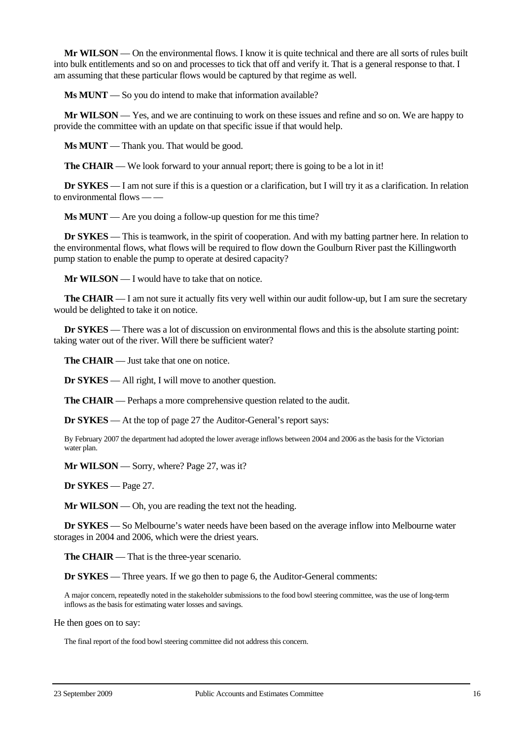**Mr WILSON** — On the environmental flows. I know it is quite technical and there are all sorts of rules built into bulk entitlements and so on and processes to tick that off and verify it. That is a general response to that. I am assuming that these particular flows would be captured by that regime as well.

**Ms MUNT** — So you do intend to make that information available?

**Mr WILSON** — Yes, and we are continuing to work on these issues and refine and so on. We are happy to provide the committee with an update on that specific issue if that would help.

**Ms MUNT** — Thank you. That would be good.

**The CHAIR** — We look forward to your annual report; there is going to be a lot in it!

**Dr SYKES** — I am not sure if this is a question or a clarification, but I will try it as a clarification. In relation to environmental flows — —

**Ms MUNT** — Are you doing a follow-up question for me this time?

**Dr SYKES** — This is teamwork, in the spirit of cooperation. And with my batting partner here. In relation to the environmental flows, what flows will be required to flow down the Goulburn River past the Killingworth pump station to enable the pump to operate at desired capacity?

**Mr WILSON** — I would have to take that on notice.

**The CHAIR** — I am not sure it actually fits very well within our audit follow-up, but I am sure the secretary would be delighted to take it on notice.

**Dr SYKES** — There was a lot of discussion on environmental flows and this is the absolute starting point: taking water out of the river. Will there be sufficient water?

**The CHAIR** — Just take that one on notice.

**Dr SYKES** — All right, I will move to another question.

**The CHAIR** — Perhaps a more comprehensive question related to the audit.

**Dr SYKES** — At the top of page 27 the Auditor-General's report says:

> By February 2007 the department had adopted the lower average inflows between 2004 and 2006 as the basis for the Victorian water plan.

**Mr WILSON** — Sorry, where? Page 27, was it?

**Dr SYKES** — Page 27.

**Mr WILSON** — Oh, you are reading the text not the heading.

**Dr SYKES** — So Melbourne's water needs have been based on the average inflow into Melbourne water storages in 2004 and 2006, which were the driest years.

**The CHAIR** — That is the three-year scenario.

**Dr SYKES** — Three years. If we go then to page 6, the Auditor-General comments:

> A major concern, repeatedly noted in the stakeholder submissions to the food bowl steering committee, was the use of long-term inflows as the basis for estimating water losses and savings.

He then goes on to say:

> The final report of the food bowl steering committee did not address this concern.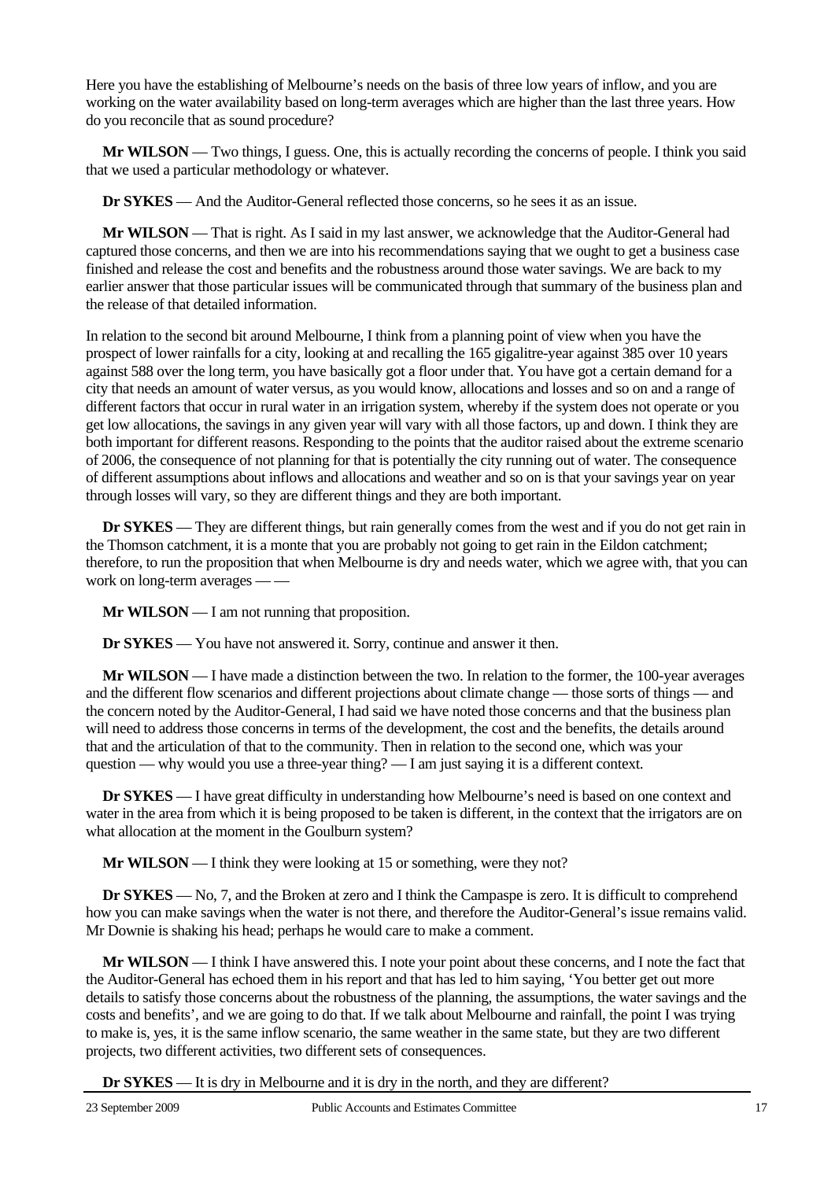Here you have the establishing of Melbourne's needs on the basis of three low years of inflow, and you are working on the water availability based on long-term averages which are higher than the last three years. How do you reconcile that as sound procedure?

**Mr WILSON** — Two things, I guess. One, this is actually recording the concerns of people. I think you said that we used a particular methodology or whatever.

**Dr SYKES** — And the Auditor-General reflected those concerns, so he sees it as an issue.

**Mr WILSON** — That is right. As I said in my last answer, we acknowledge that the Auditor-General had captured those concerns, and then we are into his recommendations saying that we ought to get a business case finished and release the cost and benefits and the robustness around those water savings. We are back to my earlier answer that those particular issues will be communicated through that summary of the business plan and the release of that detailed information.

In relation to the second bit around Melbourne, I think from a planning point of view when you have the prospect of lower rainfalls for a city, looking at and recalling the 165 gigalitre-year against 385 over 10 years against 588 over the long term, you have basically got a floor under that. You have got a certain demand for a city that needs an amount of water versus, as you would know, allocations and losses and so on and a range of different factors that occur in rural water in an irrigation system, whereby if the system does not operate or you get low allocations, the savings in any given year will vary with all those factors, up and down. I think they are both important for different reasons. Responding to the points that the auditor raised about the extreme scenario of 2006, the consequence of not planning for that is potentially the city running out of water. The consequence of different assumptions about inflows and allocations and weather and so on is that your savings year on year through losses will vary, so they are different things and they are both important.

**Dr SYKES** — They are different things, but rain generally comes from the west and if you do not get rain in the Thomson catchment, it is a monte that you are probably not going to get rain in the Eildon catchment; therefore, to run the proposition that when Melbourne is dry and needs water, which we agree with, that you can work on long-term averages — —

**Mr WILSON** — I am not running that proposition.

**Dr SYKES** — You have not answered it. Sorry, continue and answer it then.

**Mr WILSON** — I have made a distinction between the two. In relation to the former, the 100-year averages and the different flow scenarios and different projections about climate change — those sorts of things — and the concern noted by the Auditor-General, I had said we have noted those concerns and that the business plan will need to address those concerns in terms of the development, the cost and the benefits, the details around that and the articulation of that to the community. Then in relation to the second one, which was your question — why would you use a three-year thing? — I am just saying it is a different context.

**Dr SYKES** — I have great difficulty in understanding how Melbourne's need is based on one context and water in the area from which it is being proposed to be taken is different, in the context that the irrigators are on what allocation at the moment in the Goulburn system?

**Mr WILSON** — I think they were looking at 15 or something, were they not?

**Dr SYKES** — No, 7, and the Broken at zero and I think the Campaspe is zero. It is difficult to comprehend how you can make savings when the water is not there, and therefore the Auditor-General's issue remains valid. Mr Downie is shaking his head; perhaps he would care to make a comment.

**Mr WILSON** — I think I have answered this. I note your point about these concerns, and I note the fact that the Auditor-General has echoed them in his report and that has led to him saying, 'You better get out more details to satisfy those concerns about the robustness of the planning, the assumptions, the water savings and the costs and benefits', and we are going to do that. If we talk about Melbourne and rainfall, the point I was trying to make is, yes, it is the same inflow scenario, the same weather in the same state, but they are two different projects, two different activities, two different sets of consequences.

**Dr SYKES** — It is dry in Melbourne and it is dry in the north, and they are different?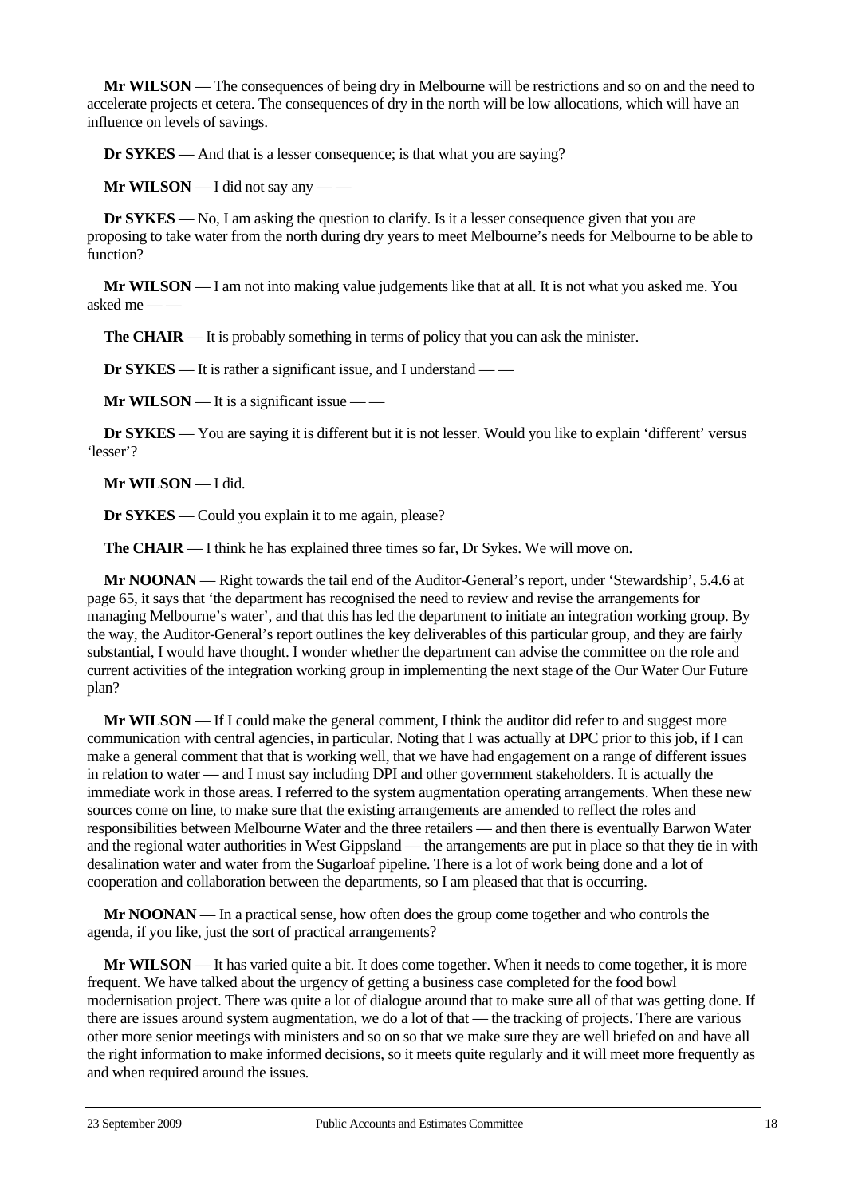**Mr WILSON** — The consequences of being dry in Melbourne will be restrictions and so on and the need to accelerate projects et cetera. The consequences of dry in the north will be low allocations, which will have an influence on levels of savings.

**Dr SYKES** — And that is a lesser consequence; is that what you are saying?

**Mr WILSON** — I did not say any — —

**Dr SYKES** — No, I am asking the question to clarify. Is it a lesser consequence given that you are proposing to take water from the north during dry years to meet Melbourne's needs for Melbourne to be able to function?

**Mr WILSON** — I am not into making value judgements like that at all. It is not what you asked me. You asked me — —

**The CHAIR** — It is probably something in terms of policy that you can ask the minister.

**Dr SYKES** — It is rather a significant issue, and I understand — —

**Mr WILSON** — It is a significant issue — —

**Dr SYKES** — You are saying it is different but it is not lesser. Would you like to explain 'different' versus 'lesser'?

**Mr WILSON** — I did.

**Dr SYKES** — Could you explain it to me again, please?

**The CHAIR** — I think he has explained three times so far, Dr Sykes. We will move on.

**Mr NOONAN** — Right towards the tail end of the Auditor-General's report, under 'Stewardship', 5.4.6 at page 65, it says that 'the department has recognised the need to review and revise the arrangements for managing Melbourne's water', and that this has led the department to initiate an integration working group. By the way, the Auditor-General's report outlines the key deliverables of this particular group, and they are fairly substantial, I would have thought. I wonder whether the department can advise the committee on the role and current activities of the integration working group in implementing the next stage of the Our Water Our Future plan?

**Mr WILSON** — If I could make the general comment, I think the auditor did refer to and suggest more communication with central agencies, in particular. Noting that I was actually at DPC prior to this job, if I can make a general comment that that is working well, that we have had engagement on a range of different issues in relation to water — and I must say including DPI and other government stakeholders. It is actually the immediate work in those areas. I referred to the system augmentation operating arrangements. When these new sources come on line, to make sure that the existing arrangements are amended to reflect the roles and responsibilities between Melbourne Water and the three retailers — and then there is eventually Barwon Water and the regional water authorities in West Gippsland — the arrangements are put in place so that they tie in with desalination water and water from the Sugarloaf pipeline. There is a lot of work being done and a lot of cooperation and collaboration between the departments, so I am pleased that that is occurring.

**Mr NOONAN** — In a practical sense, how often does the group come together and who controls the agenda, if you like, just the sort of practical arrangements?

**Mr WILSON** — It has varied quite a bit. It does come together. When it needs to come together, it is more frequent. We have talked about the urgency of getting a business case completed for the food bowl modernisation project. There was quite a lot of dialogue around that to make sure all of that was getting done. If there are issues around system augmentation, we do a lot of that — the tracking of projects. There are various other more senior meetings with ministers and so on so that we make sure they are well briefed on and have all the right information to make informed decisions, so it meets quite regularly and it will meet more frequently as and when required around the issues.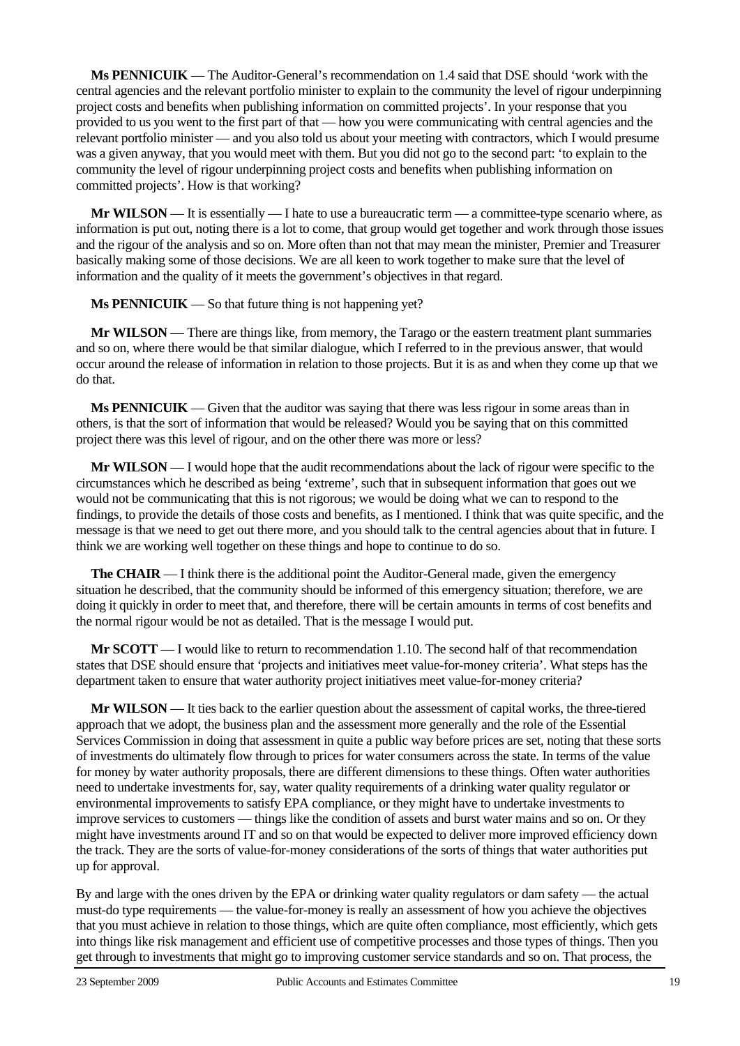**Ms PENNICUIK** — The Auditor-General's recommendation on 1.4 said that DSE should 'work with the central agencies and the relevant portfolio minister to explain to the community the level of rigour underpinning project costs and benefits when publishing information on committed projects'. In your response that you provided to us you went to the first part of that — how you were communicating with central agencies and the relevant portfolio minister — and you also told us about your meeting with contractors, which I would presume was a given anyway, that you would meet with them. But you did not go to the second part: 'to explain to the community the level of rigour underpinning project costs and benefits when publishing information on committed projects'. How is that working?

**Mr WILSON** — It is essentially — I hate to use a bureaucratic term — a committee-type scenario where, as information is put out, noting there is a lot to come, that group would get together and work through those issues and the rigour of the analysis and so on. More often than not that may mean the minister, Premier and Treasurer basically making some of those decisions. We are all keen to work together to make sure that the level of information and the quality of it meets the government's objectives in that regard.

**Ms PENNICUIK** — So that future thing is not happening yet?

**Mr WILSON** — There are things like, from memory, the Tarago or the eastern treatment plant summaries and so on, where there would be that similar dialogue, which I referred to in the previous answer, that would occur around the release of information in relation to those projects. But it is as and when they come up that we do that.

**Ms PENNICUIK** — Given that the auditor was saying that there was less rigour in some areas than in others, is that the sort of information that would be released? Would you be saying that on this committed project there was this level of rigour, and on the other there was more or less?

**Mr WILSON** — I would hope that the audit recommendations about the lack of rigour were specific to the circumstances which he described as being 'extreme', such that in subsequent information that goes out we would not be communicating that this is not rigorous; we would be doing what we can to respond to the findings, to provide the details of those costs and benefits, as I mentioned. I think that was quite specific, and the message is that we need to get out there more, and you should talk to the central agencies about that in future. I think we are working well together on these things and hope to continue to do so.

**The CHAIR** — I think there is the additional point the Auditor-General made, given the emergency situation he described, that the community should be informed of this emergency situation; therefore, we are doing it quickly in order to meet that, and therefore, there will be certain amounts in terms of cost benefits and the normal rigour would be not as detailed. That is the message I would put.

**Mr SCOTT** — I would like to return to recommendation 1.10. The second half of that recommendation states that DSE should ensure that 'projects and initiatives meet value-for-money criteria'. What steps has the department taken to ensure that water authority project initiatives meet value-for-money criteria?

**Mr WILSON** — It ties back to the earlier question about the assessment of capital works, the three-tiered approach that we adopt, the business plan and the assessment more generally and the role of the Essential Services Commission in doing that assessment in quite a public way before prices are set, noting that these sorts of investments do ultimately flow through to prices for water consumers across the state. In terms of the value for money by water authority proposals, there are different dimensions to these things. Often water authorities need to undertake investments for, say, water quality requirements of a drinking water quality regulator or environmental improvements to satisfy EPA compliance, or they might have to undertake investments to improve services to customers — things like the condition of assets and burst water mains and so on. Or they might have investments around IT and so on that would be expected to deliver more improved efficiency down the track. They are the sorts of value-for-money considerations of the sorts of things that water authorities put up for approval.

By and large with the ones driven by the EPA or drinking water quality regulators or dam safety — the actual must-do type requirements — the value-for-money is really an assessment of how you achieve the objectives that you must achieve in relation to those things, which are quite often compliance, most efficiently, which gets into things like risk management and efficient use of competitive processes and those types of things. Then you get through to investments that might go to improving customer service standards and so on. That process, the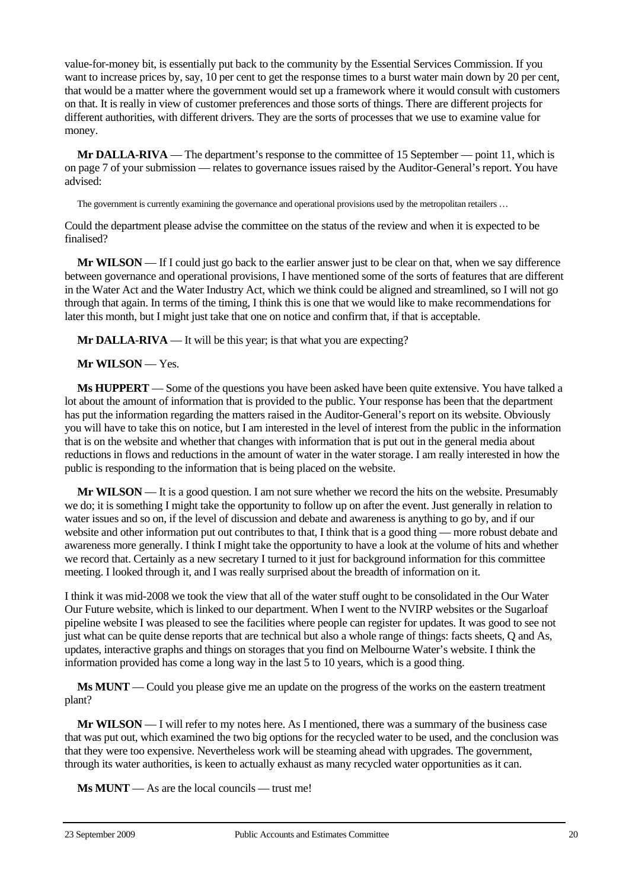value-for-money bit, is essentially put back to the community by the Essential Services Commission. If you want to increase prices by, say, 10 per cent to get the response times to a burst water main down by 20 per cent, that would be a matter where the government would set up a framework where it would consult with customers on that. It is really in view of customer preferences and those sorts of things. There are different projects for different authorities, with different drivers. They are the sorts of processes that we use to examine value for money.

**Mr DALLA-RIVA** — The department's response to the committee of 15 September — point 11, which is on page 7 of your submission — relates to governance issues raised by the Auditor-General's report. You have advised:

> The government is currently examining the governance and operational provisions used by the metropolitan retailers …

Could the department please advise the committee on the status of the review and when it is expected to be finalised?

**Mr WILSON** — If I could just go back to the earlier answer just to be clear on that, when we say difference between governance and operational provisions, I have mentioned some of the sorts of features that are different in the Water Act and the Water Industry Act, which we think could be aligned and streamlined, so I will not go through that again. In terms of the timing, I think this is one that we would like to make recommendations for later this month, but I might just take that one on notice and confirm that, if that is acceptable.

**Mr DALLA-RIVA** — It will be this year; is that what you are expecting?

**Mr WILSON** — Yes.

**Ms HUPPERT** — Some of the questions you have been asked have been quite extensive. You have talked a lot about the amount of information that is provided to the public. Your response has been that the department has put the information regarding the matters raised in the Auditor-General's report on its website. Obviously you will have to take this on notice, but I am interested in the level of interest from the public in the information that is on the website and whether that changes with information that is put out in the general media about reductions in flows and reductions in the amount of water in the water storage. I am really interested in how the public is responding to the information that is being placed on the website.

**Mr WILSON** — It is a good question. I am not sure whether we record the hits on the website. Presumably we do; it is something I might take the opportunity to follow up on after the event. Just generally in relation to water issues and so on, if the level of discussion and debate and awareness is anything to go by, and if our website and other information put out contributes to that, I think that is a good thing — more robust debate and awareness more generally. I think I might take the opportunity to have a look at the volume of hits and whether we record that. Certainly as a new secretary I turned to it just for background information for this committee meeting. I looked through it, and I was really surprised about the breadth of information on it.

I think it was mid-2008 we took the view that all of the water stuff ought to be consolidated in the Our Water Our Future website, which is linked to our department. When I went to the NVIRP websites or the Sugarloaf pipeline website I was pleased to see the facilities where people can register for updates. It was good to see not just what can be quite dense reports that are technical but also a whole range of things: facts sheets, Q and As, updates, interactive graphs and things on storages that you find on Melbourne Water's website. I think the information provided has come a long way in the last 5 to 10 years, which is a good thing.

**Ms MUNT** — Could you please give me an update on the progress of the works on the eastern treatment plant?

**Mr WILSON** — I will refer to my notes here. As I mentioned, there was a summary of the business case that was put out, which examined the two big options for the recycled water to be used, and the conclusion was that they were too expensive. Nevertheless work will be steaming ahead with upgrades. The government, through its water authorities, is keen to actually exhaust as many recycled water opportunities as it can.

**Ms MUNT** — As are the local councils — trust me!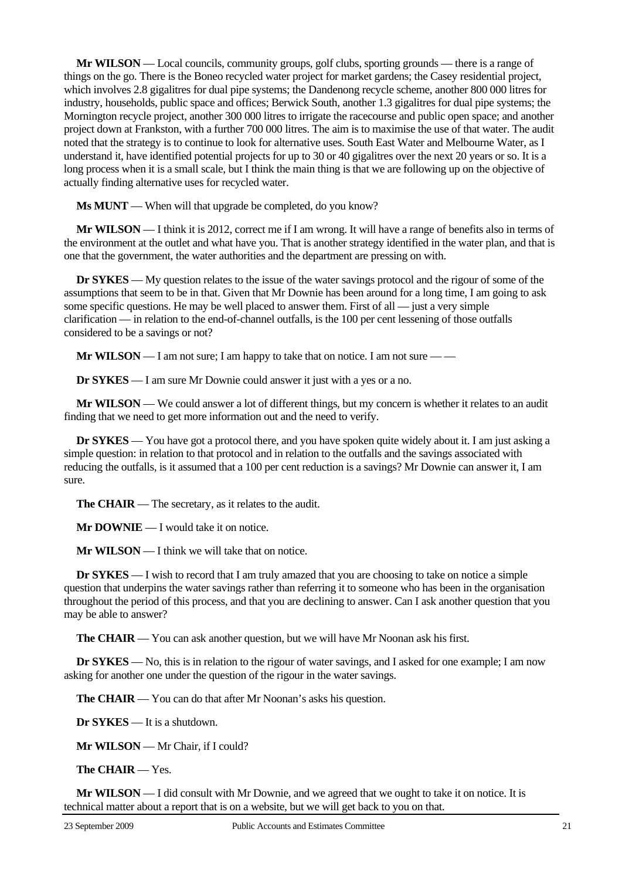**Mr WILSON** — Local councils, community groups, golf clubs, sporting grounds — there is a range of things on the go. There is the Boneo recycled water project for market gardens; the Casey residential project, which involves 2.8 gigalitres for dual pipe systems; the Dandenong recycle scheme, another 800 000 litres for industry, households, public space and offices; Berwick South, another 1.3 gigalitres for dual pipe systems; the Mornington recycle project, another 300 000 litres to irrigate the racecourse and public open space; and another project down at Frankston, with a further 700 000 litres. The aim is to maximise the use of that water. The audit noted that the strategy is to continue to look for alternative uses. South East Water and Melbourne Water, as I understand it, have identified potential projects for up to 30 or 40 gigalitres over the next 20 years or so. It is a long process when it is a small scale, but I think the main thing is that we are following up on the objective of actually finding alternative uses for recycled water.

**Ms MUNT** — When will that upgrade be completed, do you know?

**Mr WILSON** — I think it is 2012, correct me if I am wrong. It will have a range of benefits also in terms of the environment at the outlet and what have you. That is another strategy identified in the water plan, and that is one that the government, the water authorities and the department are pressing on with.

**Dr SYKES** — My question relates to the issue of the water savings protocol and the rigour of some of the assumptions that seem to be in that. Given that Mr Downie has been around for a long time, I am going to ask some specific questions. He may be well placed to answer them. First of all — just a very simple clarification — in relation to the end-of-channel outfalls, is the 100 per cent lessening of those outfalls considered to be a savings or not?

**Mr WILSON** — I am not sure; I am happy to take that on notice. I am not sure — —

**Dr SYKES** — I am sure Mr Downie could answer it just with a yes or a no.

**Mr WILSON** — We could answer a lot of different things, but my concern is whether it relates to an audit finding that we need to get more information out and the need to verify.

**Dr SYKES** — You have got a protocol there, and you have spoken quite widely about it. I am just asking a simple question: in relation to that protocol and in relation to the outfalls and the savings associated with reducing the outfalls, is it assumed that a 100 per cent reduction is a savings? Mr Downie can answer it, I am sure.

**The CHAIR** — The secretary, as it relates to the audit.

**Mr DOWNIE** — I would take it on notice.

**Mr WILSON** — I think we will take that on notice.

**Dr SYKES** — I wish to record that I am truly amazed that you are choosing to take on notice a simple question that underpins the water savings rather than referring it to someone who has been in the organisation throughout the period of this process, and that you are declining to answer. Can I ask another question that you may be able to answer?

**The CHAIR** — You can ask another question, but we will have Mr Noonan ask his first.

**Dr SYKES** — No, this is in relation to the rigour of water savings, and I asked for one example; I am now asking for another one under the question of the rigour in the water savings.

**The CHAIR** — You can do that after Mr Noonan's asks his question.

**Dr SYKES** — It is a shutdown.

**Mr WILSON** — Mr Chair, if I could?

**The CHAIR** — Yes.

**Mr WILSON** — I did consult with Mr Downie, and we agreed that we ought to take it on notice. It is technical matter about a report that is on a website, but we will get back to you on that.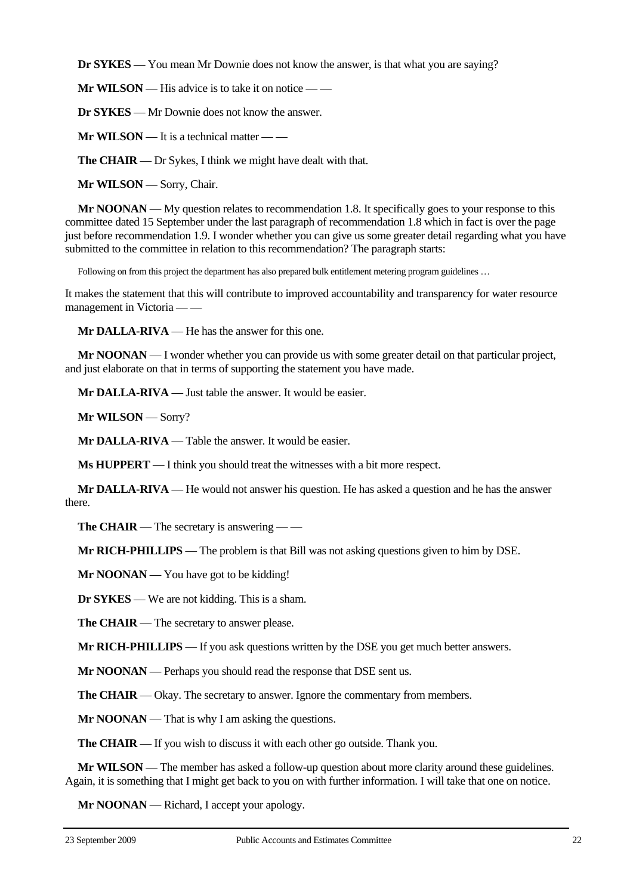**Dr SYKES** — You mean Mr Downie does not know the answer, is that what you are saying?

**Mr WILSON** — His advice is to take it on notice — —

**Dr SYKES** — Mr Downie does not know the answer.

**Mr WILSON** — It is a technical matter — —

**The CHAIR** — Dr Sykes, I think we might have dealt with that.

**Mr WILSON** — Sorry, Chair.

**Mr NOONAN** — My question relates to recommendation 1.8. It specifically goes to your response to this committee dated 15 September under the last paragraph of recommendation 1.8 which in fact is over the page just before recommendation 1.9. I wonder whether you can give us some greater detail regarding what you have submitted to the committee in relation to this recommendation? The paragraph starts:

> Following on from this project the department has also prepared bulk entitlement metering program guidelines …

It makes the statement that this will contribute to improved accountability and transparency for water resource management in Victoria — —

**Mr DALLA-RIVA** — He has the answer for this one.

**Mr NOONAN** — I wonder whether you can provide us with some greater detail on that particular project, and just elaborate on that in terms of supporting the statement you have made.

**Mr DALLA-RIVA** — Just table the answer. It would be easier.

**Mr WILSON** — Sorry?

**Mr DALLA-RIVA** — Table the answer. It would be easier.

**Ms HUPPERT** — I think you should treat the witnesses with a bit more respect.

**Mr DALLA-RIVA** — He would not answer his question. He has asked a question and he has the answer there.

**The CHAIR** — The secretary is answering — —

**Mr RICH-PHILLIPS** — The problem is that Bill was not asking questions given to him by DSE.

**Mr NOONAN** — You have got to be kidding!

**Dr SYKES** — We are not kidding. This is a sham.

**The CHAIR** — The secretary to answer please.

**Mr RICH-PHILLIPS** — If you ask questions written by the DSE you get much better answers.

**Mr NOONAN** — Perhaps you should read the response that DSE sent us.

**The CHAIR** — Okay. The secretary to answer. Ignore the commentary from members.

**Mr NOONAN** — That is why I am asking the questions.

**The CHAIR** — If you wish to discuss it with each other go outside. Thank you.

**Mr WILSON** — The member has asked a follow-up question about more clarity around these guidelines. Again, it is something that I might get back to you on with further information. I will take that one on notice.

**Mr NOONAN** — Richard, I accept your apology.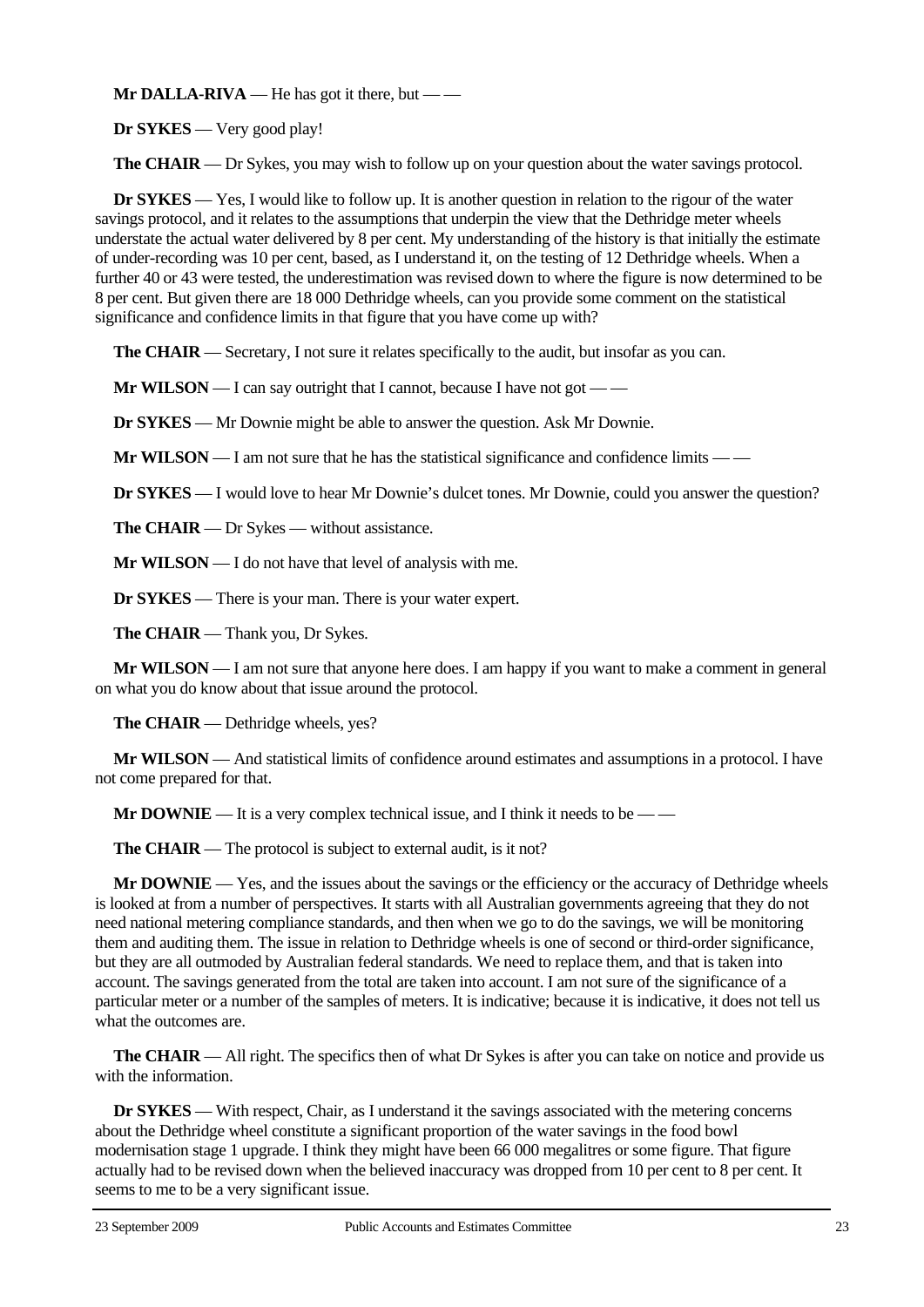**Mr DALLA-RIVA** — He has got it there, but — —

**Dr SYKES** — Very good play!

**The CHAIR** — Dr Sykes, you may wish to follow up on your question about the water savings protocol.

**Dr SYKES** — Yes, I would like to follow up. It is another question in relation to the rigour of the water savings protocol, and it relates to the assumptions that underpin the view that the Dethridge meter wheels understate the actual water delivered by 8 per cent. My understanding of the history is that initially the estimate of under-recording was 10 per cent, based, as I understand it, on the testing of 12 Dethridge wheels. When a further 40 or 43 were tested, the underestimation was revised down to where the figure is now determined to be 8 per cent. But given there are 18 000 Dethridge wheels, can you provide some comment on the statistical significance and confidence limits in that figure that you have come up with?

**The CHAIR** — Secretary, I not sure it relates specifically to the audit, but insofar as you can.

**Mr WILSON** — I can say outright that I cannot, because I have not got — —

**Dr SYKES** — Mr Downie might be able to answer the question. Ask Mr Downie.

**Mr WILSON** — I am not sure that he has the statistical significance and confidence limits — —

**Dr SYKES** — I would love to hear Mr Downie's dulcet tones. Mr Downie, could you answer the question?

**The CHAIR** — Dr Sykes — without assistance.

**Mr WILSON** — I do not have that level of analysis with me.

**Dr SYKES** — There is your man. There is your water expert.

**The CHAIR** — Thank you, Dr Sykes.

**Mr WILSON** — I am not sure that anyone here does. I am happy if you want to make a comment in general on what you do know about that issue around the protocol.

**The CHAIR** — Dethridge wheels, yes?

**Mr WILSON** — And statistical limits of confidence around estimates and assumptions in a protocol. I have not come prepared for that.

**Mr DOWNIE** — It is a very complex technical issue, and I think it needs to be — —

**The CHAIR** — The protocol is subject to external audit, is it not?

**Mr DOWNIE** — Yes, and the issues about the savings or the efficiency or the accuracy of Dethridge wheels is looked at from a number of perspectives. It starts with all Australian governments agreeing that they do not need national metering compliance standards, and then when we go to do the savings, we will be monitoring them and auditing them. The issue in relation to Dethridge wheels is one of second or third-order significance, but they are all outmoded by Australian federal standards. We need to replace them, and that is taken into account. The savings generated from the total are taken into account. I am not sure of the significance of a particular meter or a number of the samples of meters. It is indicative; because it is indicative, it does not tell us what the outcomes are.

**The CHAIR** — All right. The specifics then of what Dr Sykes is after you can take on notice and provide us with the information.

**Dr SYKES** — With respect, Chair, as I understand it the savings associated with the metering concerns about the Dethridge wheel constitute a significant proportion of the water savings in the food bowl modernisation stage 1 upgrade. I think they might have been 66 000 megalitres or some figure. That figure actually had to be revised down when the believed inaccuracy was dropped from 10 per cent to 8 per cent. It seems to me to be a very significant issue.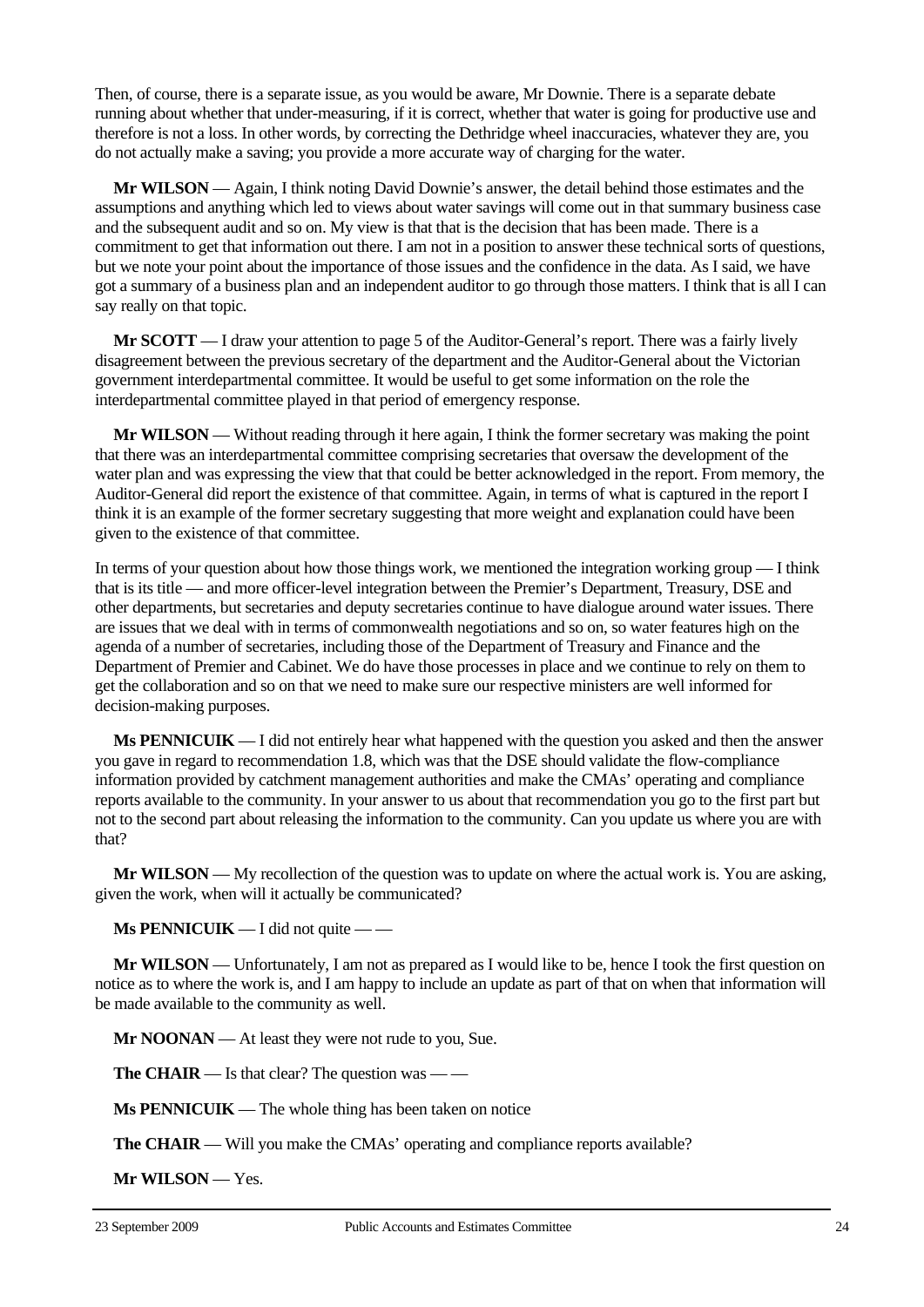Then, of course, there is a separate issue, as you would be aware, Mr Downie. There is a separate debate running about whether that under-measuring, if it is correct, whether that water is going for productive use and therefore is not a loss. In other words, by correcting the Dethridge wheel inaccuracies, whatever they are, you do not actually make a saving; you provide a more accurate way of charging for the water.

**Mr WILSON** — Again, I think noting David Downie's answer, the detail behind those estimates and the assumptions and anything which led to views about water savings will come out in that summary business case and the subsequent audit and so on. My view is that that is the decision that has been made. There is a commitment to get that information out there. I am not in a position to answer these technical sorts of questions, but we note your point about the importance of those issues and the confidence in the data. As I said, we have got a summary of a business plan and an independent auditor to go through those matters. I think that is all I can say really on that topic.

**Mr SCOTT** — I draw your attention to page 5 of the Auditor-General's report. There was a fairly lively disagreement between the previous secretary of the department and the Auditor-General about the Victorian government interdepartmental committee. It would be useful to get some information on the role the interdepartmental committee played in that period of emergency response.

**Mr WILSON** — Without reading through it here again, I think the former secretary was making the point that there was an interdepartmental committee comprising secretaries that oversaw the development of the water plan and was expressing the view that that could be better acknowledged in the report. From memory, the Auditor-General did report the existence of that committee. Again, in terms of what is captured in the report I think it is an example of the former secretary suggesting that more weight and explanation could have been given to the existence of that committee.

In terms of your question about how those things work, we mentioned the integration working group — I think that is its title — and more officer-level integration between the Premier's Department, Treasury, DSE and other departments, but secretaries and deputy secretaries continue to have dialogue around water issues. There are issues that we deal with in terms of commonwealth negotiations and so on, so water features high on the agenda of a number of secretaries, including those of the Department of Treasury and Finance and the Department of Premier and Cabinet. We do have those processes in place and we continue to rely on them to get the collaboration and so on that we need to make sure our respective ministers are well informed for decision-making purposes.

**Ms PENNICUIK** — I did not entirely hear what happened with the question you asked and then the answer you gave in regard to recommendation 1.8, which was that the DSE should validate the flow-compliance information provided by catchment management authorities and make the CMAs' operating and compliance reports available to the community. In your answer to us about that recommendation you go to the first part but not to the second part about releasing the information to the community. Can you update us where you are with that?

**Mr WILSON** — My recollection of the question was to update on where the actual work is. You are asking, given the work, when will it actually be communicated?

**Ms PENNICUIK** — I did not quite — —

**Mr WILSON** — Unfortunately, I am not as prepared as I would like to be, hence I took the first question on notice as to where the work is, and I am happy to include an update as part of that on when that information will be made available to the community as well.

**Mr NOONAN** — At least they were not rude to you, Sue.

**The CHAIR** — Is that clear? The question was — —

**Ms PENNICUIK** — The whole thing has been taken on notice

**The CHAIR** — Will you make the CMAs' operating and compliance reports available?

**Mr WILSON** — Yes.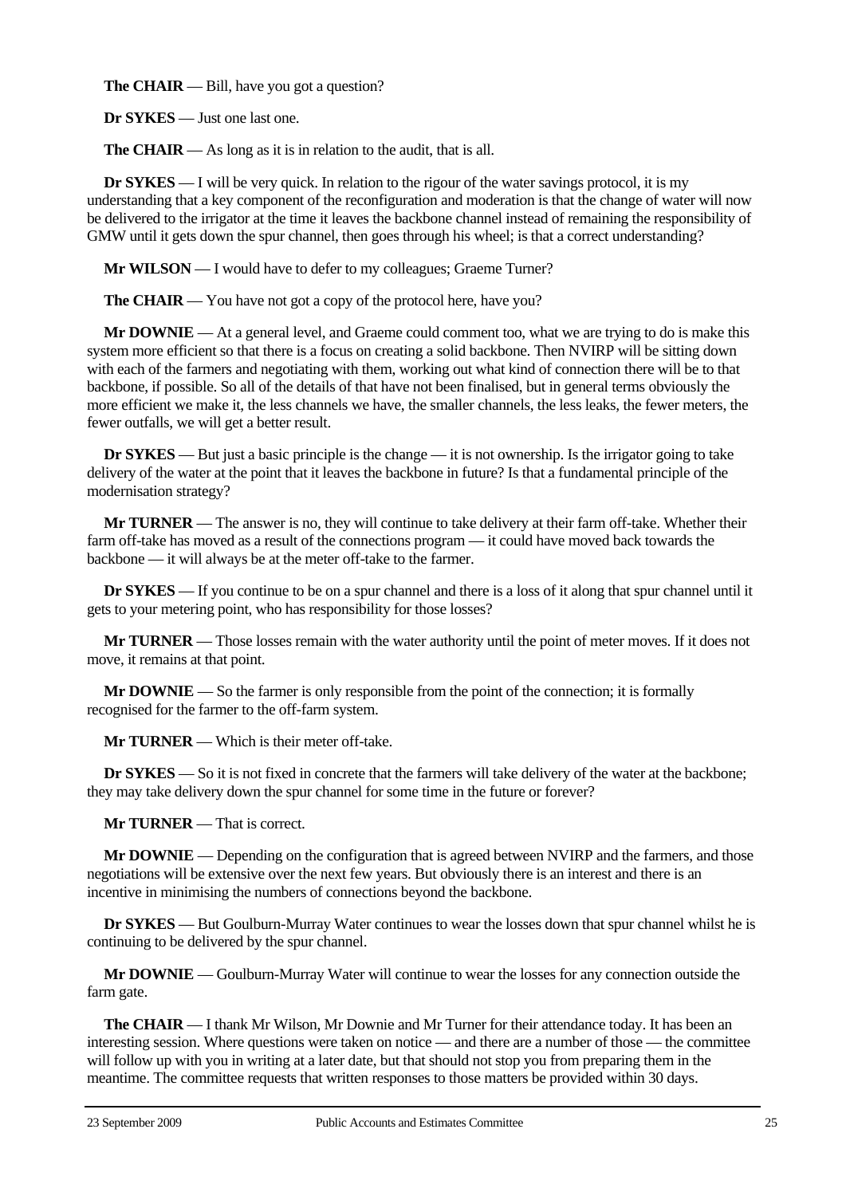**The CHAIR** — Bill, have you got a question?

**Dr SYKES** — Just one last one.

**The CHAIR** — As long as it is in relation to the audit, that is all.

**Dr SYKES** — I will be very quick. In relation to the rigour of the water savings protocol, it is my understanding that a key component of the reconfiguration and moderation is that the change of water will now be delivered to the irrigator at the time it leaves the backbone channel instead of remaining the responsibility of GMW until it gets down the spur channel, then goes through his wheel; is that a correct understanding?

**Mr WILSON** — I would have to defer to my colleagues; Graeme Turner?

**The CHAIR** — You have not got a copy of the protocol here, have you?

**Mr DOWNIE** — At a general level, and Graeme could comment too, what we are trying to do is make this system more efficient so that there is a focus on creating a solid backbone. Then NVIRP will be sitting down with each of the farmers and negotiating with them, working out what kind of connection there will be to that backbone, if possible. So all of the details of that have not been finalised, but in general terms obviously the more efficient we make it, the less channels we have, the smaller channels, the less leaks, the fewer meters, the fewer outfalls, we will get a better result.

**Dr SYKES** — But just a basic principle is the change — it is not ownership. Is the irrigator going to take delivery of the water at the point that it leaves the backbone in future? Is that a fundamental principle of the modernisation strategy?

**Mr TURNER** — The answer is no, they will continue to take delivery at their farm off-take. Whether their farm off-take has moved as a result of the connections program — it could have moved back towards the backbone — it will always be at the meter off-take to the farmer.

**Dr SYKES** — If you continue to be on a spur channel and there is a loss of it along that spur channel until it gets to your metering point, who has responsibility for those losses?

**Mr TURNER** — Those losses remain with the water authority until the point of meter moves. If it does not move, it remains at that point.

**Mr DOWNIE** — So the farmer is only responsible from the point of the connection; it is formally recognised for the farmer to the off-farm system.

**Mr TURNER** — Which is their meter off-take.

**Dr SYKES** — So it is not fixed in concrete that the farmers will take delivery of the water at the backbone; they may take delivery down the spur channel for some time in the future or forever?

**Mr TURNER** — That is correct.

**Mr DOWNIE** — Depending on the configuration that is agreed between NVIRP and the farmers, and those negotiations will be extensive over the next few years. But obviously there is an interest and there is an incentive in minimising the numbers of connections beyond the backbone.

**Dr SYKES** — But Goulburn-Murray Water continues to wear the losses down that spur channel whilst he is continuing to be delivered by the spur channel.

**Mr DOWNIE** — Goulburn-Murray Water will continue to wear the losses for any connection outside the farm gate.

**The CHAIR** — I thank Mr Wilson, Mr Downie and Mr Turner for their attendance today. It has been an interesting session. Where questions were taken on notice — and there are a number of those — the committee will follow up with you in writing at a later date, but that should not stop you from preparing them in the meantime. The committee requests that written responses to those matters be provided within 30 days.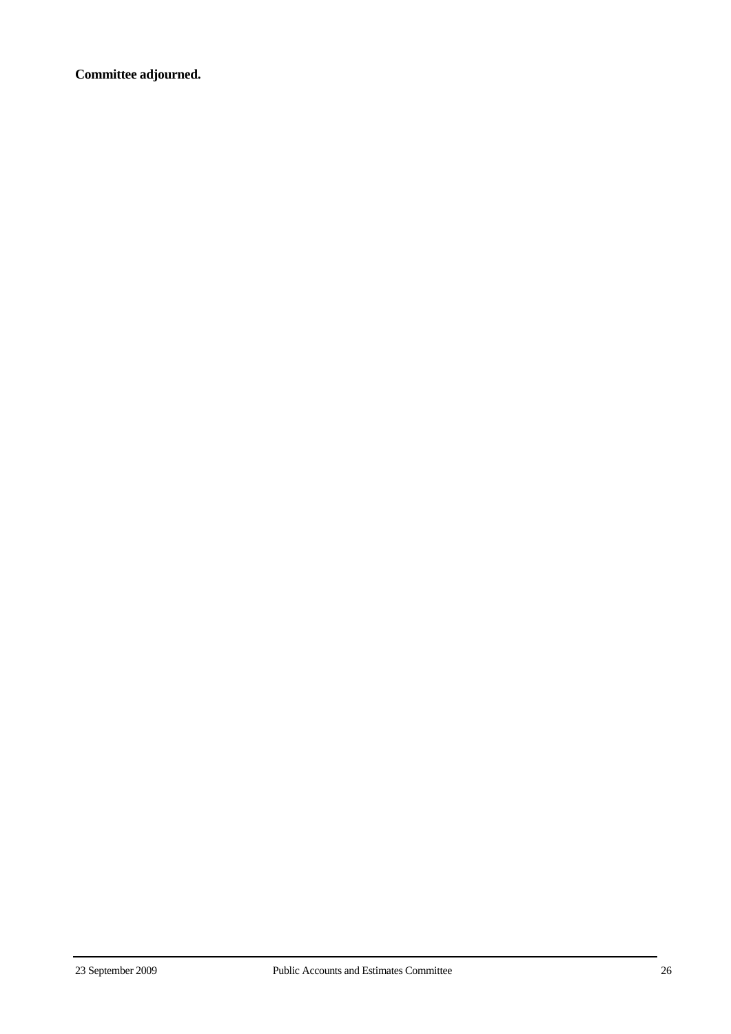**Committee adjourned.**